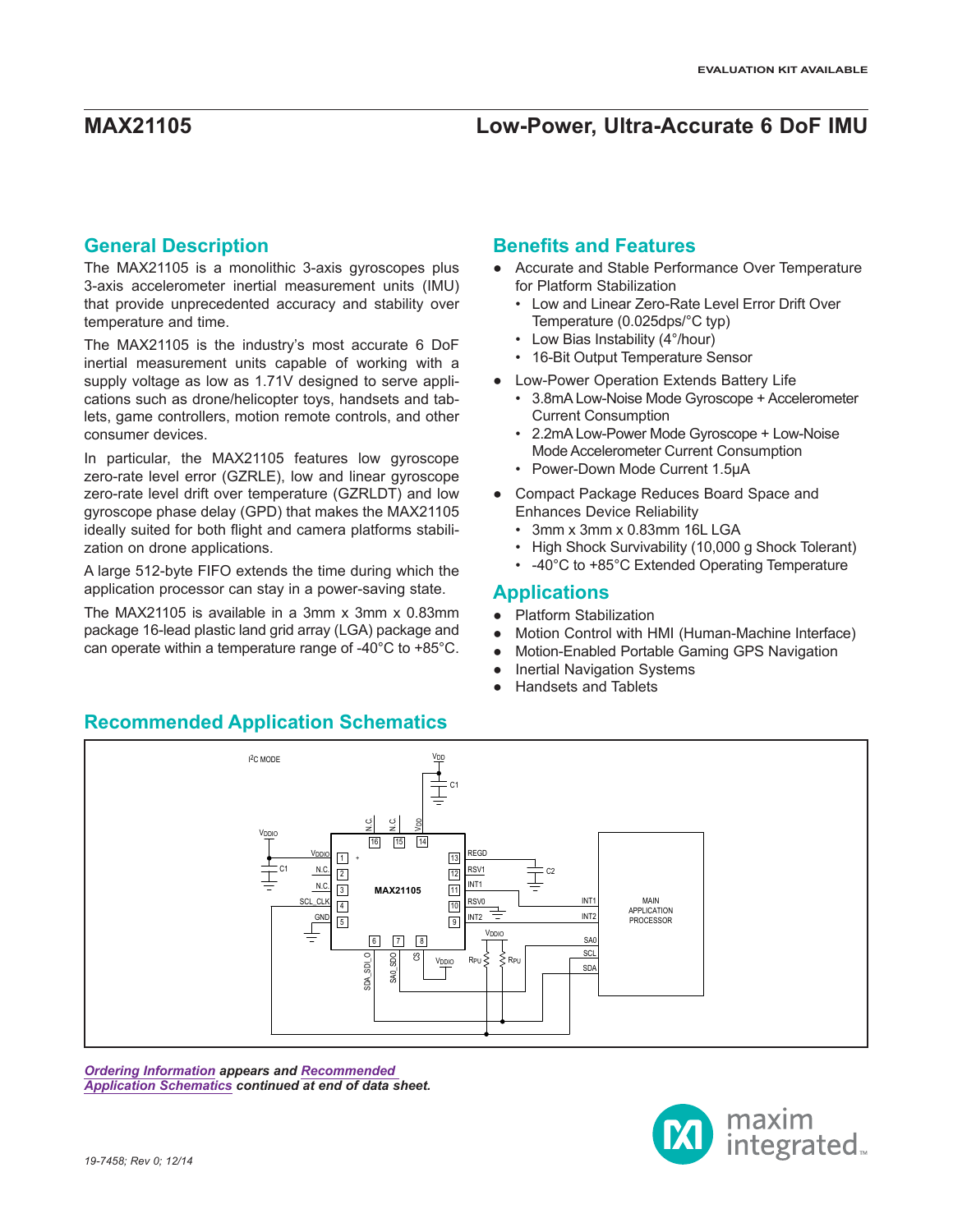EVALUATION KIT AVAILABLE

# MAX21105 — Low-Power, Ultra-Accurate 6 DoF IMU

## General Description

The MAX21105 is a monolithic 3-axis gyroscopes plus 3-axis accelerometer inertial measurement units (IMU) that provide unprecedented accuracy and stability over temperature and time.

The MAX21105 is the industry's most accurate 6 DoF inertial measurement units capable of working with a supply voltage as low as 1.71V designed to serve applications such as drone/helicopter toys, handsets and tablets, game controllers, motion remote controls, and other consumer devices.

In particular, the MAX21105 features low gyroscope zero-rate level error (GZRLE), low and linear gyroscope zero-rate level drift over temperature (GZRLDT) and low gyroscope phase delay (GPD) that makes the MAX21105 ideally suited for both flight and camera platforms stabilization on drone applications.

A large 512-byte FIFO extends the time during which the application processor can stay in a power-saving state.

The MAX21105 is available in a 3mm x 3mm x 0.83mm package 16-lead plastic land grid array (LGA) package and can operate within a temperature range of -40°C to +85°C.

## Benefits and Features

- Accurate and Stable Performance Over Temperature for Platform Stabilization
  - Low and Linear Zero-Rate Level Error Drift Over Temperature (0.025dps/°C typ)
  - Low Bias Instability (4°/hour)
  - 16-Bit Output Temperature Sensor
- Low-Power Operation Extends Battery Life
  - 3.8mA Low-Noise Mode Gyroscope + Accelerometer Current Consumption
  - 2.2mA Low-Power Mode Gyroscope + Low-Noise Mode Accelerometer Current Consumption
  - Power-Down Mode Current 1.5µA
- Compact Package Reduces Board Space and Enhances Device Reliability
  - 3mm x 3mm x 0.83mm 16L LGA
  - High Shock Survivability (10,000 g Shock Tolerant)
  - -40°C to +85°C Extended Operating Temperature

## Applications

- Platform Stabilization
- Motion Control with HMI (Human-Machine Interface)
- Motion-Enabled Portable Gaming GPS Navigation
- Inertial Navigation Systems
- Handsets and Tablets

## Recommended Application Schematics

I²C MODE

*Ordering Information appears and Recommended Application Schematics continued at end of data sheet.*

19-7458; Rev 0; 12/14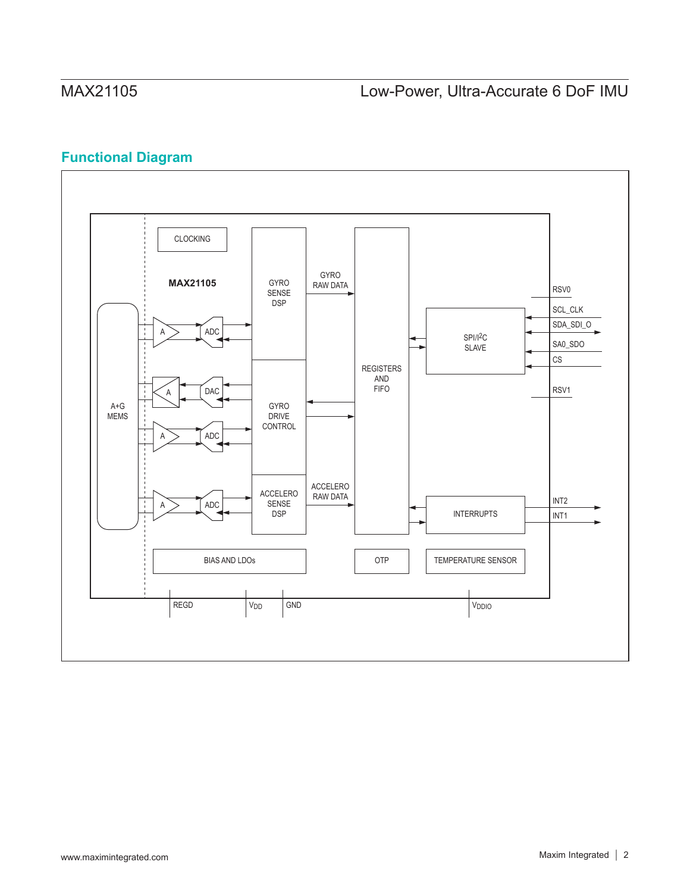## Functional Diagram

CLOCKING

MAX21105

GYRO SENSE DSP

GYRO RAW DATA

REGISTERS AND FIFO

RSV0

SCL_CLK

SDA_SDI_O

SPI/I2C SLAVE

SA0_SDO

CS

RSV1

A+G MEMS

A

ADC

DAC

GYRO DRIVE CONTROL

ACCELERO SENSE DSP

ACCELERO RAW DATA

INTERRUPTS

INT2

INT1

BIAS AND LDOs

OTP

TEMPERATURE SENSOR

REGD

$V_{DD}$

GND

$V_{DDIO}$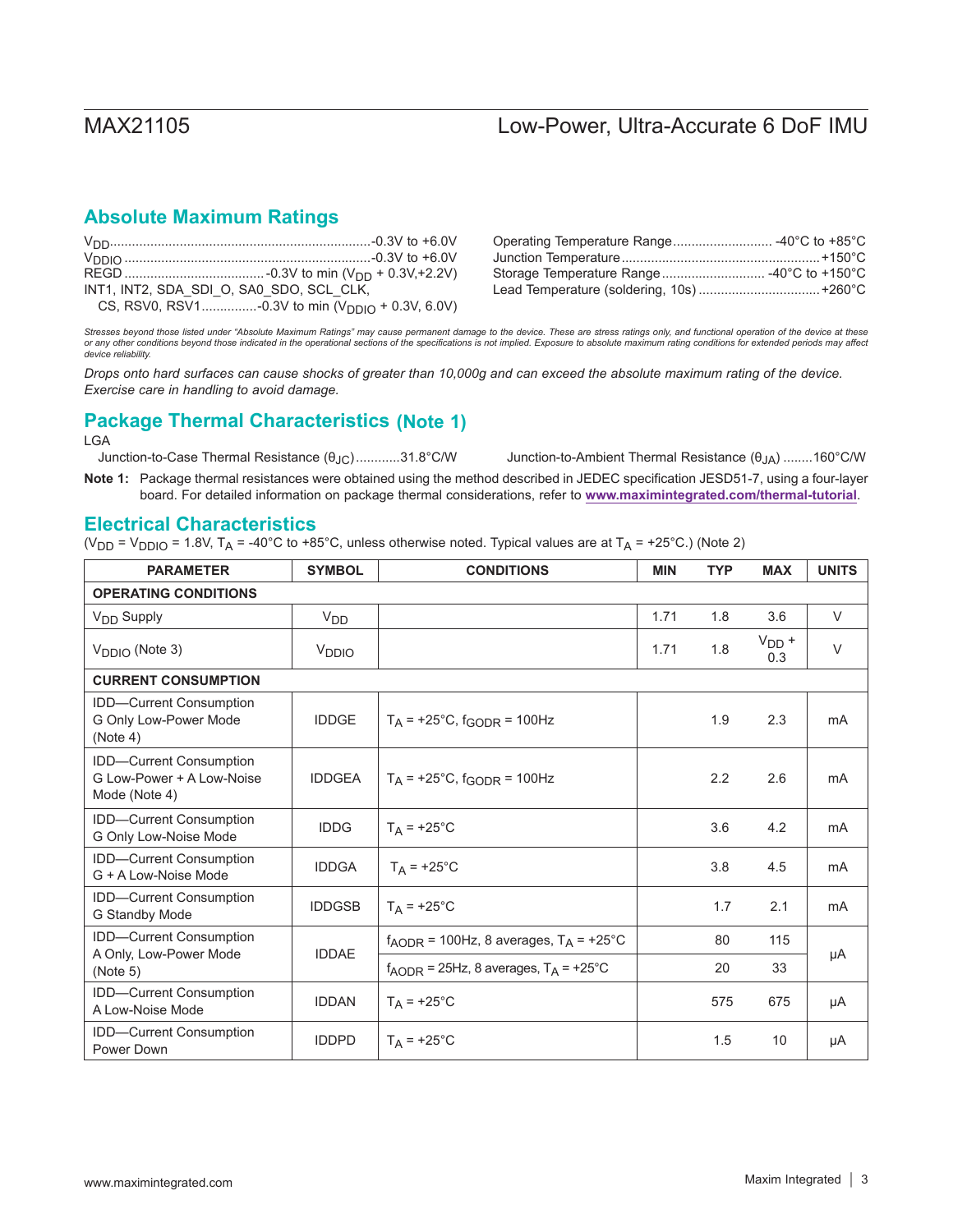## Absolute Maximum Ratings

$V_{DD}$ ........................................ -0.3V to +6.0V
$V_{DDIO}$ ........................................ -0.3V to +6.0V
REGD ........................ -0.3V to min ($V_{DD}$ + 0.3V,+2.2V)
INT1, INT2, SDA_SDI_O, SA0_SDO, SCL_CLK,
CS, RSV0, RSV1............... -0.3V to min ($V_{DDIO}$ + 0.3V, 6.0V)

Operating Temperature Range ........................... -40°C to +85°C
Junction Temperature ........................................ +150°C
Storage Temperature Range ............................ -40°C to +150°C
Lead Temperature (soldering, 10s) .............................. +260°C

*Stresses beyond those listed under "Absolute Maximum Ratings" may cause permanent damage to the device. These are stress ratings only, and functional operation of the device at these or any other conditions beyond those indicated in the operational sections of the specifications is not implied. Exposure to absolute maximum rating conditions for extended periods may affect device reliability.*

*Drops onto hard surfaces can cause shocks of greater than 10,000g and can exceed the absolute maximum rating of the device. Exercise care in handling to avoid damage.*

## Package Thermal Characteristics (Note 1)

LGA

Junction-to-Case Thermal Resistance ($\theta_{JC}$) ............31.8°C/W

Junction-to-Ambient Thermal Resistance ($\theta_{JA}$) ........160°C/W

**Note 1:** Package thermal resistances were obtained using the method described in JEDEC specification JESD51-7, using a four-layer board. For detailed information on package thermal considerations, refer to **www.maximintegrated.com/thermal-tutorial**.

## Electrical Characteristics

($V_{DD}$ = $V_{DDIO}$ = 1.8V, $T_A$ = -40°C to +85°C, unless otherwise noted. Typical values are at $T_A$ = +25°C.) (Note 2)

| PARAMETER | SYMBOL | CONDITIONS | MIN | TYP | MAX | UNITS |
|---|---|---|---|---|---|---|
| **OPERATING CONDITIONS** | | | | | | |
| $V_{DD}$ Supply | $V_{DD}$ | | 1.71 | 1.8 | 3.6 | V |
| $V_{DDIO}$ (Note 3) | $V_{DDIO}$ | | 1.71 | 1.8 | $V_{DD}$ + 0.3 | V |
| **CURRENT CONSUMPTION** | | | | | | |
| IDD—Current Consumption G Only Low-Power Mode (Note 4) | IDDGE | $T_A$ = +25°C, $f_{GODR}$ = 100Hz | | 1.9 | 2.3 | mA |
| IDD—Current Consumption G Low-Power + A Low-Noise Mode (Note 4) | IDDGEA | $T_A$ = +25°C, $f_{GODR}$ = 100Hz | | 2.2 | 2.6 | mA |
| IDD—Current Consumption G Only Low-Noise Mode | IDDG | $T_A$ = +25°C | | 3.6 | 4.2 | mA |
| IDD—Current Consumption G + A Low-Noise Mode | IDDGA | $T_A$ = +25°C | | 3.8 | 4.5 | mA |
| IDD—Current Consumption G Standby Mode | IDDGSB | $T_A$ = +25°C | | 1.7 | 2.1 | mA |
| IDD—Current Consumption A Only, Low-Power Mode (Note 5) | IDDAE | $f_{AODR}$ = 100Hz, 8 averages, $T_A$ = +25°C | | 80 | 115 | µA |
| | | $f_{AODR}$ = 25Hz, 8 averages, $T_A$ = +25°C | | 20 | 33 | |
| IDD—Current Consumption A Low-Noise Mode | IDDAN | $T_A$ = +25°C | | 575 | 675 | µA |
| IDD—Current Consumption Power Down | IDDPD | $T_A$ = +25°C | | 1.5 | 10 | µA |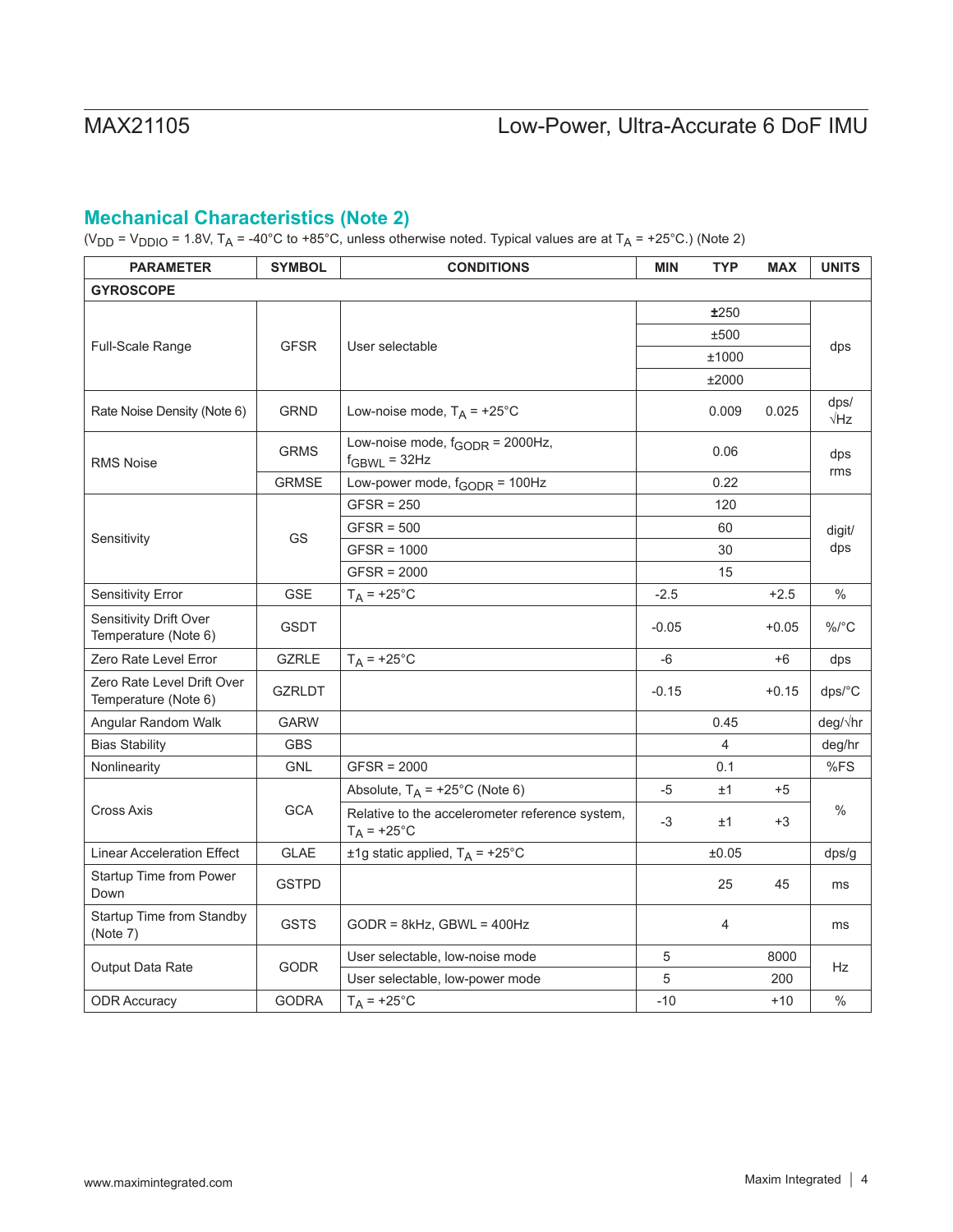## Mechanical Characteristics (Note 2)

($V_{DD}$ = $V_{DDIO}$ = 1.8V, $T_A$ = -40°C to +85°C, unless otherwise noted. Typical values are at $T_A$ = +25°C.) (Note 2)

| PARAMETER | SYMBOL | CONDITIONS | MIN | TYP | MAX | UNITS |
|---|---|---|---|---|---|---|
| **GYROSCOPE** | | | | | | |
| Full-Scale Range | GFSR | User selectable | | ±250 | | dps |
| | | | | ±500 | | |
| | | | | ±1000 | | |
| | | | | ±2000 | | |
| Rate Noise Density (Note 6) | GRND | Low-noise mode, $T_A$ = +25°C | | 0.009 | 0.025 | dps/√Hz |
| RMS Noise | GRMS | Low-noise mode, $f_{GODR}$ = 2000Hz, $f_{GBWL}$ = 32Hz | | 0.06 | | dps rms |
| | GRMSE | Low-power mode, $f_{GODR}$ = 100Hz | | 0.22 | | |
| Sensitivity | GS | GFSR = 250 | | 120 | | digit/dps |
| | | GFSR = 500 | | 60 | | |
| | | GFSR = 1000 | | 30 | | |
| | | GFSR = 2000 | | 15 | | |
| Sensitivity Error | GSE | $T_A$ = +25°C | -2.5 | | +2.5 | % |
| Sensitivity Drift Over Temperature (Note 6) | GSDT | | -0.05 | | +0.05 | %/°C |
| Zero Rate Level Error | GZRLE | $T_A$ = +25°C | -6 | | +6 | dps |
| Zero Rate Level Drift Over Temperature (Note 6) | GZRLDT | | -0.15 | | +0.15 | dps/°C |
| Angular Random Walk | GARW | | | 0.45 | | deg/√hr |
| Bias Stability | GBS | | | 4 | | deg/hr |
| Nonlinearity | GNL | GFSR = 2000 | | 0.1 | | %FS |
| Cross Axis | GCA | Absolute, $T_A$ = +25°C (Note 6) | -5 | ±1 | +5 | % |
| | | Relative to the accelerometer reference system, $T_A$ = +25°C | -3 | ±1 | +3 | |
| Linear Acceleration Effect | GLAE | ±1g static applied, $T_A$ = +25°C | | ±0.05 | | dps/g |
| Startup Time from Power Down | GSTPD | | | 25 | 45 | ms |
| Startup Time from Standby (Note 7) | GSTS | GODR = 8kHz, GBWL = 400Hz | | 4 | | ms |
| Output Data Rate | GODR | User selectable, low-noise mode | 5 | | 8000 | Hz |
| | | User selectable, low-power mode | 5 | | 200 | |
| ODR Accuracy | GODRA | $T_A$ = +25°C | -10 | | +10 | % |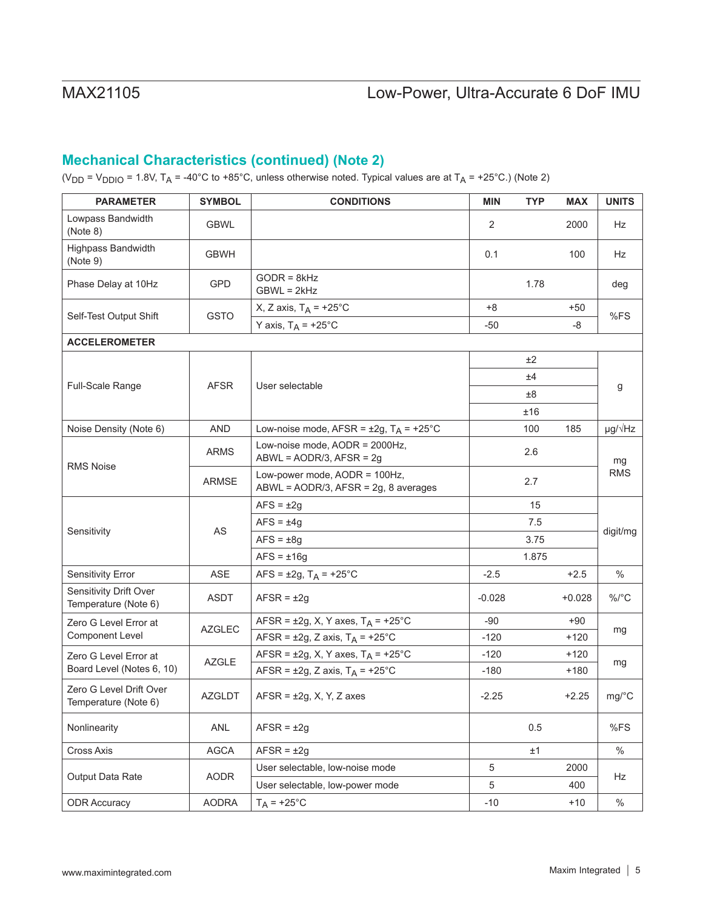## Mechanical Characteristics (continued) (Note 2)

($V_{DD}$ = $V_{DDIO}$ = 1.8V, $T_A$ = -40°C to +85°C, unless otherwise noted. Typical values are at $T_A$ = +25°C.) (Note 2)

| PARAMETER | SYMBOL | CONDITIONS | MIN | TYP | MAX | UNITS |
|---|---|---|---|---|---|---|
| Lowpass Bandwidth (Note 8) | GBWL | | 2 | | 2000 | Hz |
| Highpass Bandwidth (Note 9) | GBWH | | 0.1 | | 100 | Hz |
| Phase Delay at 10Hz | GPD | GODR = 8kHz<br>GBWL = 2kHz | | 1.78 | | deg |
| Self-Test Output Shift | GSTO | X, Z axis, $T_A$ = +25°C | +8 | | +50 | %FS |
| | | Y axis, $T_A$ = +25°C | -50 | | -8 | |
| **ACCELEROMETER** | | | | | | |
| Full-Scale Range | AFSR | User selectable | | ±2 | | g |
| | | | | ±4 | | |
| | | | | ±8 | | |
| | | | | ±16 | | |
| Noise Density (Note 6) | AND | Low-noise mode, AFSR = ±2g, $T_A$ = +25°C | | 100 | 185 | µg/√Hz |
| RMS Noise | ARMS | Low-noise mode, AODR = 2000Hz, ABWL = AODR/3, AFSR = 2g | | 2.6 | | mg RMS |
| | ARMSE | Low-power mode, AODR = 100Hz, ABWL = AODR/3, AFSR = 2g, 8 averages | | 2.7 | | |
| Sensitivity | AS | AFS = ±2g | | 15 | | digit/mg |
| | | AFS = ±4g | | 7.5 | | |
| | | AFS = ±8g | | 3.75 | | |
| | | AFS = ±16g | | 1.875 | | |
| Sensitivity Error | ASE | AFS = ±2g, $T_A$ = +25°C | -2.5 | | +2.5 | % |
| Sensitivity Drift Over Temperature (Note 6) | ASDT | AFSR = ±2g | -0.028 | | +0.028 | %/°C |
| Zero G Level Error at Component Level | AZGLEC | AFSR = ±2g, X, Y axes, $T_A$ = +25°C | -90 | | +90 | mg |
| | | AFSR = ±2g, Z axis, $T_A$ = +25°C | -120 | | +120 | |
| Zero G Level Error at Board Level (Notes 6, 10) | AZGLE | AFSR = ±2g, X, Y axes, $T_A$ = +25°C | -120 | | +120 | mg |
| | | AFSR = ±2g, Z axis, $T_A$ = +25°C | -180 | | +180 | |
| Zero G Level Drift Over Temperature (Note 6) | AZGLDT | AFSR = ±2g, X, Y, Z axes | -2.25 | | +2.25 | mg/°C |
| Nonlinearity | ANL | AFSR = ±2g | | 0.5 | | %FS |
| Cross Axis | AGCA | AFSR = ±2g | | ±1 | | % |
| Output Data Rate | AODR | User selectable, low-noise mode | 5 | | 2000 | Hz |
| | | User selectable, low-power mode | 5 | | 400 | |
| ODR Accuracy | AODRA | $T_A$ = +25°C | -10 | | +10 | % |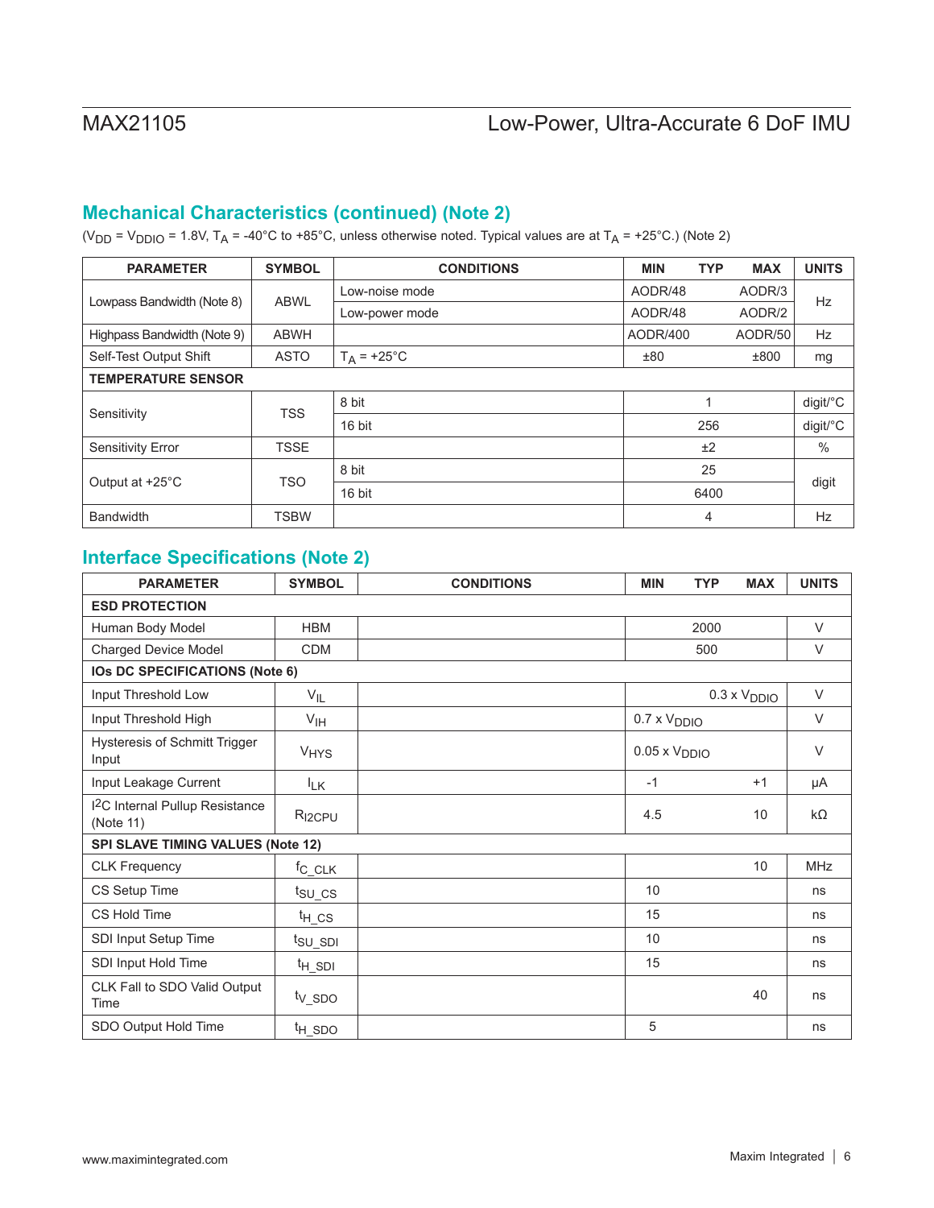## Mechanical Characteristics (continued) (Note 2)

($V_{DD}$ = $V_{DDIO}$ = 1.8V, $T_A$ = -40°C to +85°C, unless otherwise noted. Typical values are at $T_A$ = +25°C.) (Note 2)

| PARAMETER | SYMBOL | CONDITIONS | MIN | TYP | MAX | UNITS |
|---|---|---|---|---|---|---|
| Lowpass Bandwidth (Note 8) | ABWL | Low-noise mode | AODR/48 | | AODR/3 | Hz |
| | | Low-power mode | AODR/48 | | AODR/2 | |
| Highpass Bandwidth (Note 9) | ABWH | | AODR/400 | | AODR/50 | Hz |
| Self-Test Output Shift | ASTO | $T_A$ = +25°C | ±80 | | ±800 | mg |
| **TEMPERATURE SENSOR** | | | | | | |
| Sensitivity | TSS | 8 bit | | 1 | | digit/°C |
| | | 16 bit | | 256 | | digit/°C |
| Sensitivity Error | TSSE | | | ±2 | | % |
| Output at +25°C | TSO | 8 bit | | 25 | | digit |
| | | 16 bit | | 6400 | | |
| Bandwidth | TSBW | | | 4 | | Hz |

## Interface Specifications (Note 2)

| PARAMETER | SYMBOL | CONDITIONS | MIN | TYP | MAX | UNITS |
|---|---|---|---|---|---|---|
| **ESD PROTECTION** | | | | | | |
| Human Body Model | HBM | | | 2000 | | V |
| Charged Device Model | CDM | | | 500 | | V |
| **IOs DC SPECIFICATIONS (Note 6)** | | | | | | |
| Input Threshold Low | $V_{IL}$ | | | | 0.3 x $V_{DDIO}$ | V |
| Input Threshold High | $V_{IH}$ | | 0.7 x $V_{DDIO}$ | | | V |
| Hysteresis of Schmitt Trigger Input | $V_{HYS}$ | | 0.05 x $V_{DDIO}$ | | | V |
| Input Leakage Current | $I_{LK}$ | | -1 | | +1 | µA |
| I2C Internal Pullup Resistance (Note 11) | $R_{I2CPU}$ | | 4.5 | | 10 | kΩ |
| **SPI SLAVE TIMING VALUES (Note 12)** | | | | | | |
| CLK Frequency | $f_{C\_CLK}$ | | | | 10 | MHz |
| CS Setup Time | $t_{SU\_CS}$ | | 10 | | | ns |
| CS Hold Time | $t_{H\_CS}$ | | 15 | | | ns |
| SDI Input Setup Time | $t_{SU\_SDI}$ | | 10 | | | ns |
| SDI Input Hold Time | $t_{H\_SDI}$ | | 15 | | | ns |
| CLK Fall to SDO Valid Output Time | $t_{V\_SDO}$ | | | | 40 | ns |
| SDO Output Hold Time | $t_{H\_SDO}$ | | 5 | | | ns |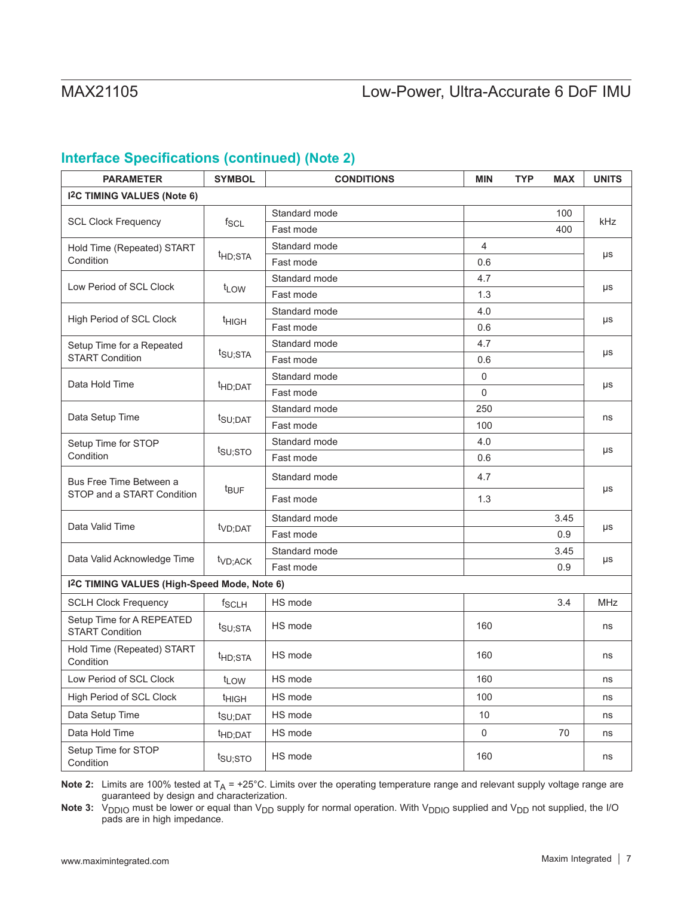## Interface Specifications (continued) (Note 2)

| PARAMETER | SYMBOL | CONDITIONS | MIN | TYP | MAX | UNITS |
|---|---|---|---|---|---|---|
| **I2C TIMING VALUES (Note 6)** | | | | | | |
| SCL Clock Frequency | $f_{SCL}$ | Standard mode | | | 100 | kHz |
| | | Fast mode | | | 400 | |
| Hold Time (Repeated) START Condition | $t_{HD;STA}$ | Standard mode | 4 | | | µs |
| | | Fast mode | 0.6 | | | |
| Low Period of SCL Clock | $t_{LOW}$ | Standard mode | 4.7 | | | µs |
| | | Fast mode | 1.3 | | | |
| High Period of SCL Clock | $t_{HIGH}$ | Standard mode | 4.0 | | | µs |
| | | Fast mode | 0.6 | | | |
| Setup Time for a Repeated START Condition | $t_{SU;STA}$ | Standard mode | 4.7 | | | µs |
| | | Fast mode | 0.6 | | | |
| Data Hold Time | $t_{HD;DAT}$ | Standard mode | 0 | | | µs |
| | | Fast mode | 0 | | | |
| Data Setup Time | $t_{SU;DAT}$ | Standard mode | 250 | | | ns |
| | | Fast mode | 100 | | | |
| Setup Time for STOP Condition | $t_{SU;STO}$ | Standard mode | 4.0 | | | µs |
| | | Fast mode | 0.6 | | | |
| Bus Free Time Between a STOP and a START Condition | $t_{BUF}$ | Standard mode | 4.7 | | | µs |
| | | Fast mode | 1.3 | | | |
| Data Valid Time | $t_{VD;DAT}$ | Standard mode | | | 3.45 | µs |
| | | Fast mode | | | 0.9 | |
| Data Valid Acknowledge Time | $t_{VD;ACK}$ | Standard mode | | | 3.45 | µs |
| | | Fast mode | | | 0.9 | |
| **I2C TIMING VALUES (High-Speed Mode, Note 6)** | | | | | | |
| SCLH Clock Frequency | $f_{SCLH}$ | HS mode | | | 3.4 | MHz |
| Setup Time for A REPEATED START Condition | $t_{SU;STA}$ | HS mode | 160 | | | ns |
| Hold Time (Repeated) START Condition | $t_{HD;STA}$ | HS mode | 160 | | | ns |
| Low Period of SCL Clock | $t_{LOW}$ | HS mode | 160 | | | ns |
| High Period of SCL Clock | $t_{HIGH}$ | HS mode | 100 | | | ns |
| Data Setup Time | $t_{SU;DAT}$ | HS mode | 10 | | | ns |
| Data Hold Time | $t_{HD;DAT}$ | HS mode | 0 | | 70 | ns |
| Setup Time for STOP Condition | $t_{SU;STO}$ | HS mode | 160 | | | ns |

**Note 2:** Limits are 100% tested at $T_A$ = +25°C. Limits over the operating temperature range and relevant supply voltage range are guaranteed by design and characterization.

**Note 3:** $V_{DDIO}$ must be lower or equal than $V_{DD}$ supply for normal operation. With $V_{DDIO}$ supplied and $V_{DD}$ not supplied, the I/O pads are in high impedance.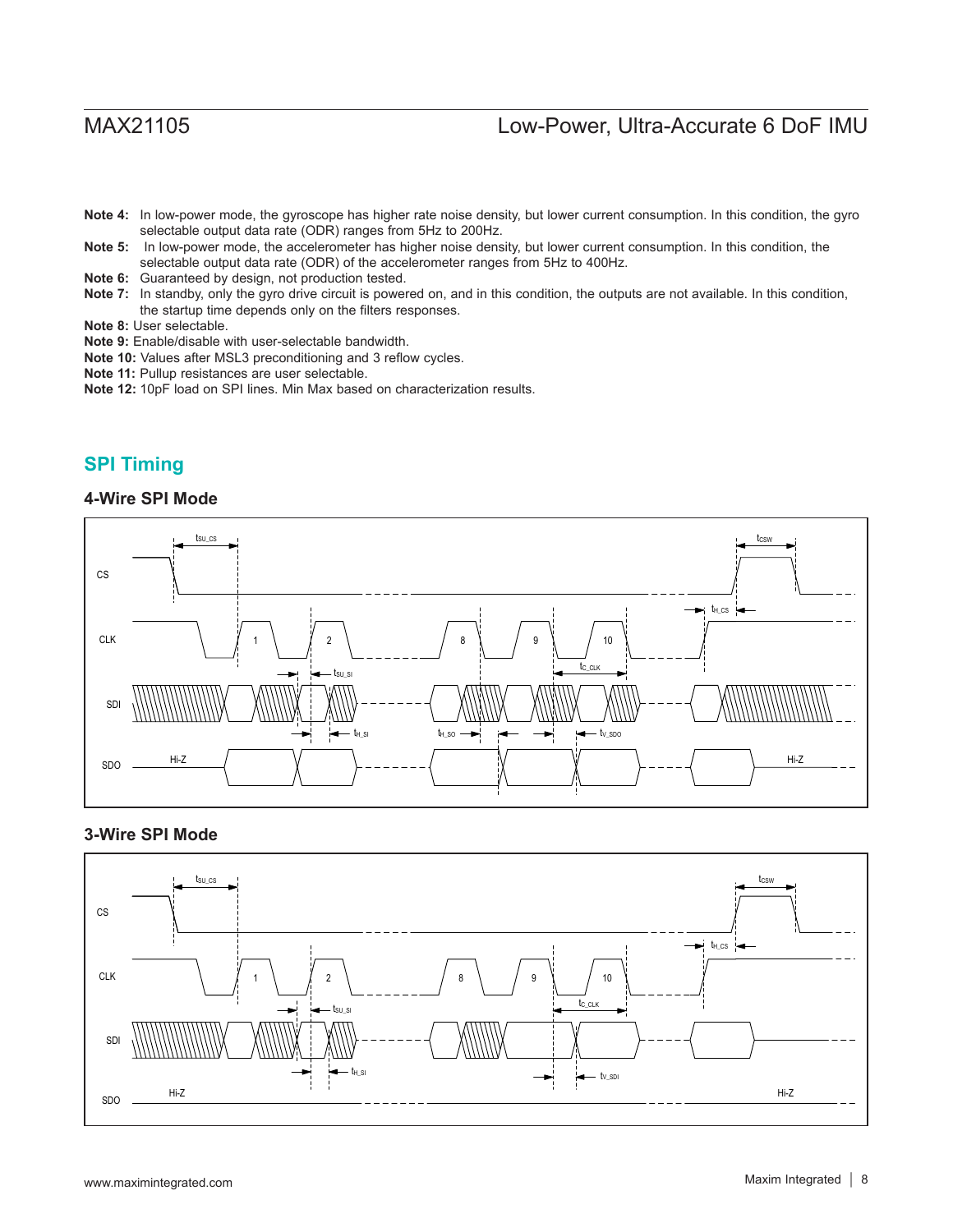**Note 4:** In low-power mode, the gyroscope has higher rate noise density, but lower current consumption. In this condition, the gyro selectable output data rate (ODR) ranges from 5Hz to 200Hz.

**Note 5:** In low-power mode, the accelerometer has higher noise density, but lower current consumption. In this condition, the selectable output data rate (ODR) of the accelerometer ranges from 5Hz to 400Hz.

**Note 6:** Guaranteed by design, not production tested.

**Note 7:** In standby, only the gyro drive circuit is powered on, and in this condition, the outputs are not available. In this condition, the startup time depends only on the filters responses.

**Note 8:** User selectable.

**Note 9:** Enable/disable with user-selectable bandwidth.

**Note 10:** Values after MSL3 preconditioning and 3 reflow cycles.

**Note 11:** Pullup resistances are user selectable.

**Note 12:** 10pF load on SPI lines. Min Max based on characterization results.

## SPI Timing

### 4-Wire SPI Mode

### 3-Wire SPI Mode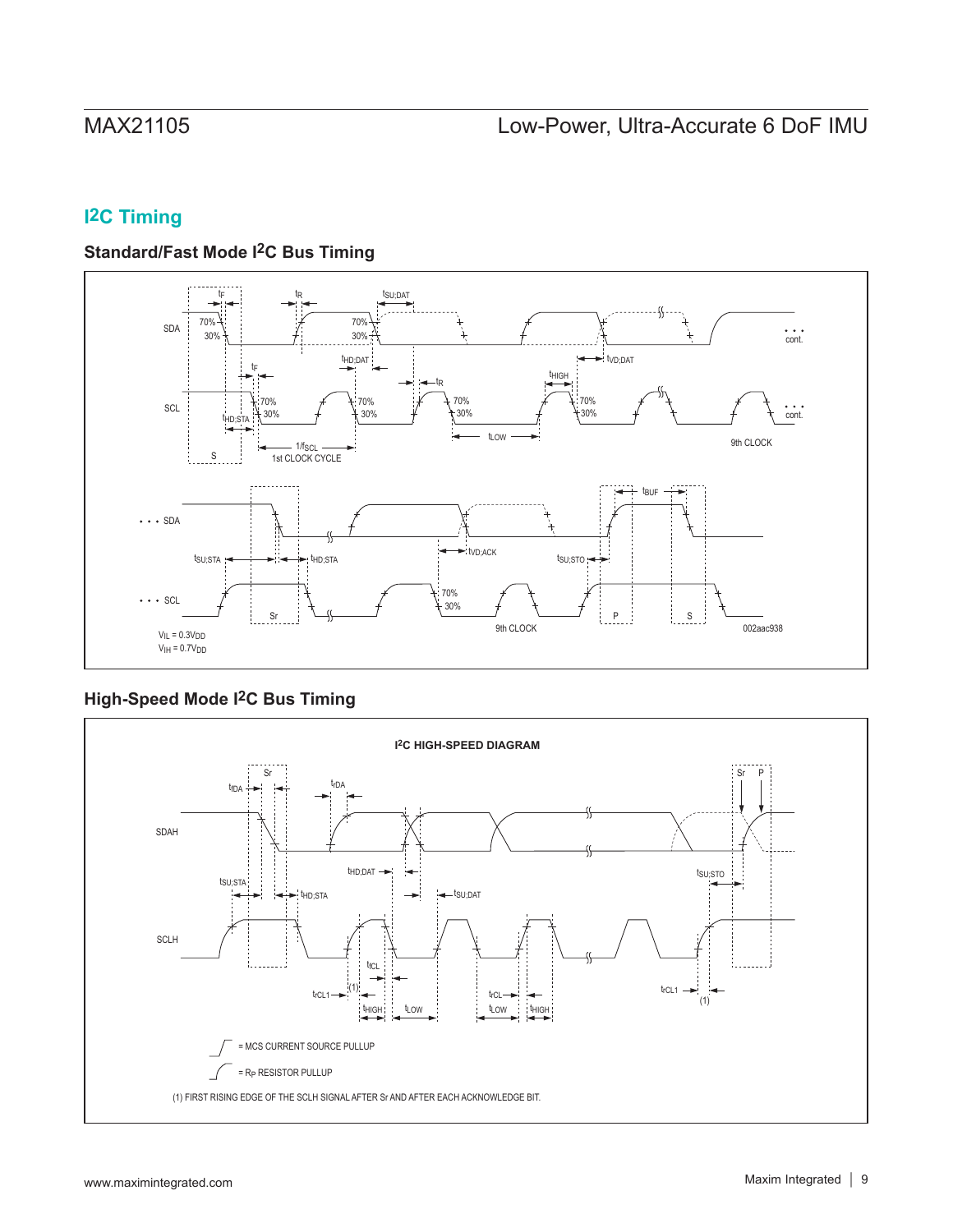## I2C Timing

### Standard/Fast Mode I2C Bus Timing

### High-Speed Mode I2C Bus Timing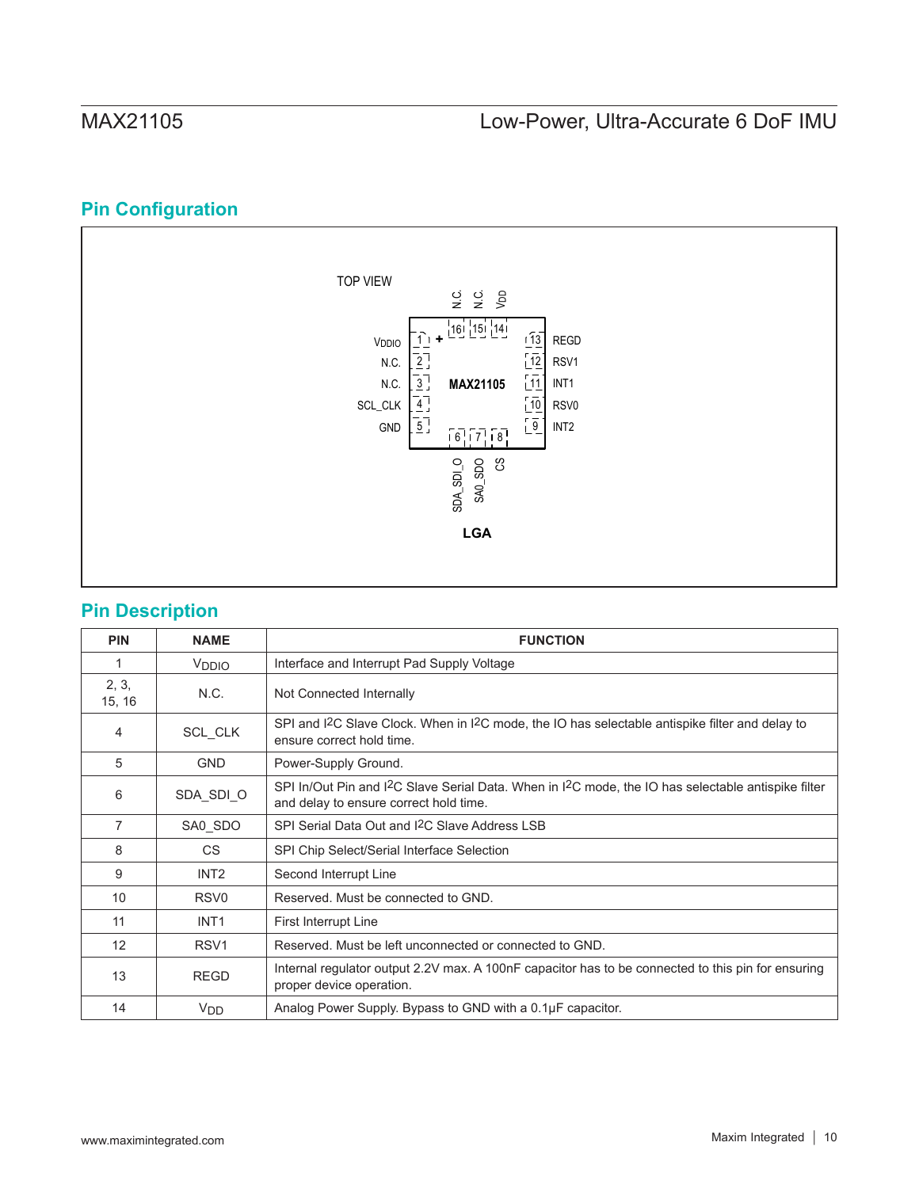## Pin Configuration

TOP VIEW

N.C. N.C. VDD

| | | | |
|---|---|---|---|
| VDDIO | 1 + | 13 | REGD |
| N.C. | 2 | 12 | RSV1 |
| N.C. | 3 | 11 | INT1 |
| SCL_CLK | 4 | 10 | RSV0 |
| GND | 5 | 9 | INT2 |

Top pins: 16 (N.C.), 15 (N.C.), 14 (VDD)

Bottom pins: 6 (SDA_SDI_O), 7 (SA0_SDO), 8 (CS)

**MAX21105**

**LGA**

## Pin Description

| PIN | NAME | FUNCTION |
|---|---|---|
| 1 | $V_{DDIO}$ | Interface and Interrupt Pad Supply Voltage |
| 2, 3, 15, 16 | N.C. | Not Connected Internally |
| 4 | SCL_CLK | SPI and I2C Slave Clock. When in I2C mode, the IO has selectable antispike filter and delay to ensure correct hold time. |
| 5 | GND | Power-Supply Ground. |
| 6 | SDA_SDI_O | SPI In/Out Pin and I2C Slave Serial Data. When in I2C mode, the IO has selectable antispike filter and delay to ensure correct hold time. |
| 7 | SA0_SDO | SPI Serial Data Out and I2C Slave Address LSB |
| 8 | CS | SPI Chip Select/Serial Interface Selection |
| 9 | INT2 | Second Interrupt Line |
| 10 | RSV0 | Reserved. Must be connected to GND. |
| 11 | INT1 | First Interrupt Line |
| 12 | RSV1 | Reserved. Must be left unconnected or connected to GND. |
| 13 | REGD | Internal regulator output 2.2V max. A 100nF capacitor has to be connected to this pin for ensuring proper device operation. |
| 14 | $V_{DD}$ | Analog Power Supply. Bypass to GND with a 0.1μF capacitor. |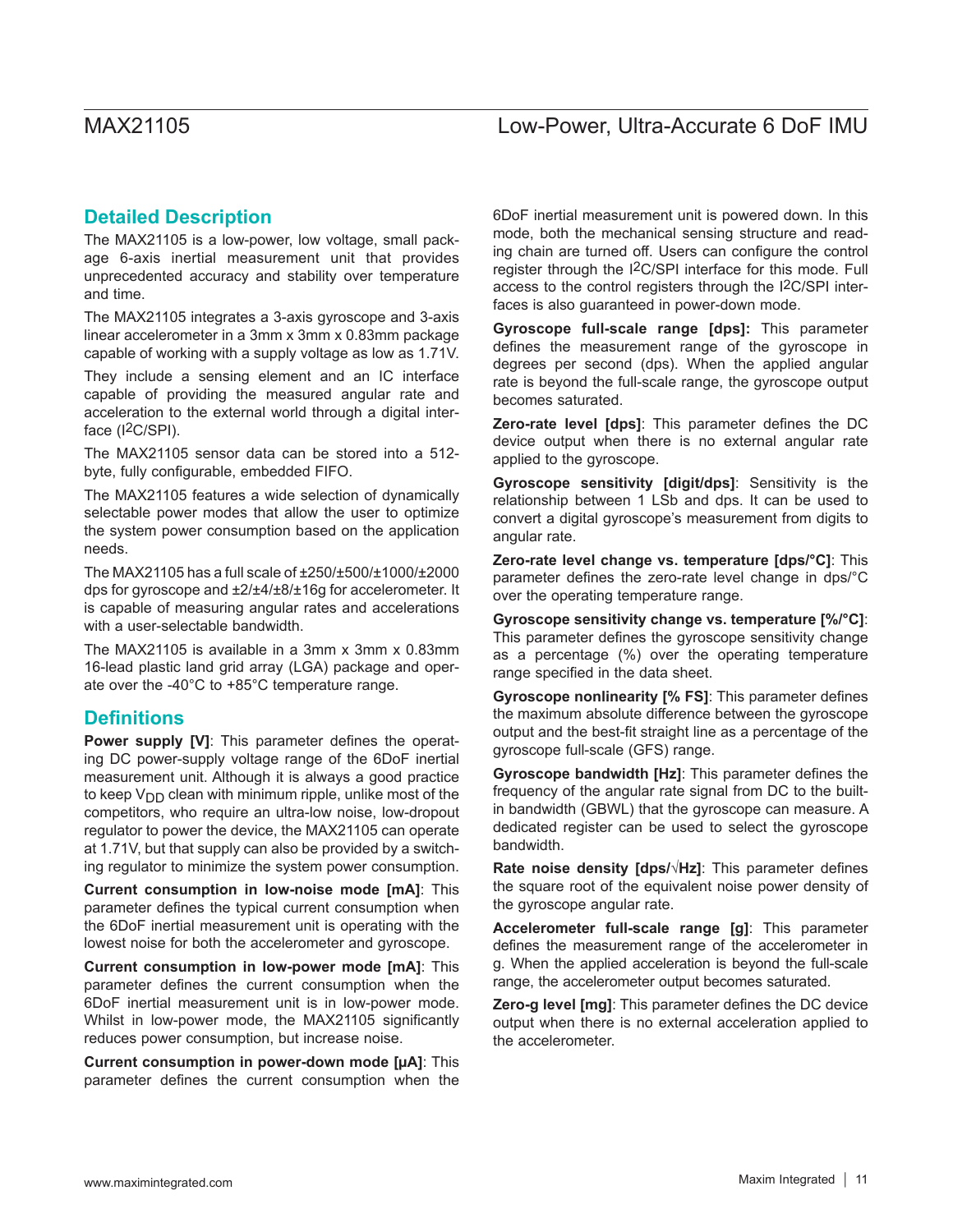## Detailed Description

The MAX21105 is a low-power, low voltage, small package 6-axis inertial measurement unit that provides unprecedented accuracy and stability over temperature and time.

The MAX21105 integrates a 3-axis gyroscope and 3-axis linear accelerometer in a 3mm x 3mm x 0.83mm package capable of working with a supply voltage as low as 1.71V.

They include a sensing element and an IC interface capable of providing the measured angular rate and acceleration to the external world through a digital interface (I2C/SPI).

The MAX21105 sensor data can be stored into a 512-byte, fully configurable, embedded FIFO.

The MAX21105 features a wide selection of dynamically selectable power modes that allow the user to optimize the system power consumption based on the application needs.

The MAX21105 has a full scale of ±250/±500/±1000/±2000 dps for gyroscope and ±2/±4/±8/±16g for accelerometer. It is capable of measuring angular rates and accelerations with a user-selectable bandwidth.

The MAX21105 is available in a 3mm x 3mm x 0.83mm 16-lead plastic land grid array (LGA) package and operate over the -40°C to +85°C temperature range.

## Definitions

**Power supply [V]**: This parameter defines the operating DC power-supply voltage range of the 6DoF inertial measurement unit. Although it is always a good practice to keep $V_{DD}$ clean with minimum ripple, unlike most of the competitors, who require an ultra-low noise, low-dropout regulator to power the device, the MAX21105 can operate at 1.71V, but that supply can also be provided by a switching regulator to minimize the system power consumption.

**Current consumption in low-noise mode [mA]**: This parameter defines the typical current consumption when the 6DoF inertial measurement unit is operating with the lowest noise for both the accelerometer and gyroscope.

**Current consumption in low-power mode [mA]**: This parameter defines the current consumption when the 6DoF inertial measurement unit is in low-power mode. Whilst in low-power mode, the MAX21105 significantly reduces power consumption, but increase noise.

**Current consumption in power-down mode [µA]**: This parameter defines the current consumption when the 6DoF inertial measurement unit is powered down. In this mode, both the mechanical sensing structure and reading chain are turned off. Users can configure the control register through the I2C/SPI interface for this mode. Full access to the control registers through the I2C/SPI interfaces is also guaranteed in power-down mode.

**Gyroscope full-scale range [dps]:** This parameter defines the measurement range of the gyroscope in degrees per second (dps). When the applied angular rate is beyond the full-scale range, the gyroscope output becomes saturated.

**Zero-rate level [dps]**: This parameter defines the DC device output when there is no external angular rate applied to the gyroscope.

**Gyroscope sensitivity [digit/dps]**: Sensitivity is the relationship between 1 LSb and dps. It can be used to convert a digital gyroscope's measurement from digits to angular rate.

**Zero-rate level change vs. temperature [dps/°C]**: This parameter defines the zero-rate level change in dps/°C over the operating temperature range.

**Gyroscope sensitivity change vs. temperature [%/°C]**: This parameter defines the gyroscope sensitivity change as a percentage (%) over the operating temperature range specified in the data sheet.

**Gyroscope nonlinearity [% FS]**: This parameter defines the maximum absolute difference between the gyroscope output and the best-fit straight line as a percentage of the gyroscope full-scale (GFS) range.

**Gyroscope bandwidth [Hz]**: This parameter defines the frequency of the angular rate signal from DC to the built-in bandwidth (GBWL) that the gyroscope can measure. A dedicated register can be used to select the gyroscope bandwidth.

**Rate noise density [dps/√Hz]**: This parameter defines the square root of the equivalent noise power density of the gyroscope angular rate.

**Accelerometer full-scale range [g]**: This parameter defines the measurement range of the accelerometer in g. When the applied acceleration is beyond the full-scale range, the accelerometer output becomes saturated.

**Zero-g level [mg]**: This parameter defines the DC device output when there is no external acceleration applied to the accelerometer.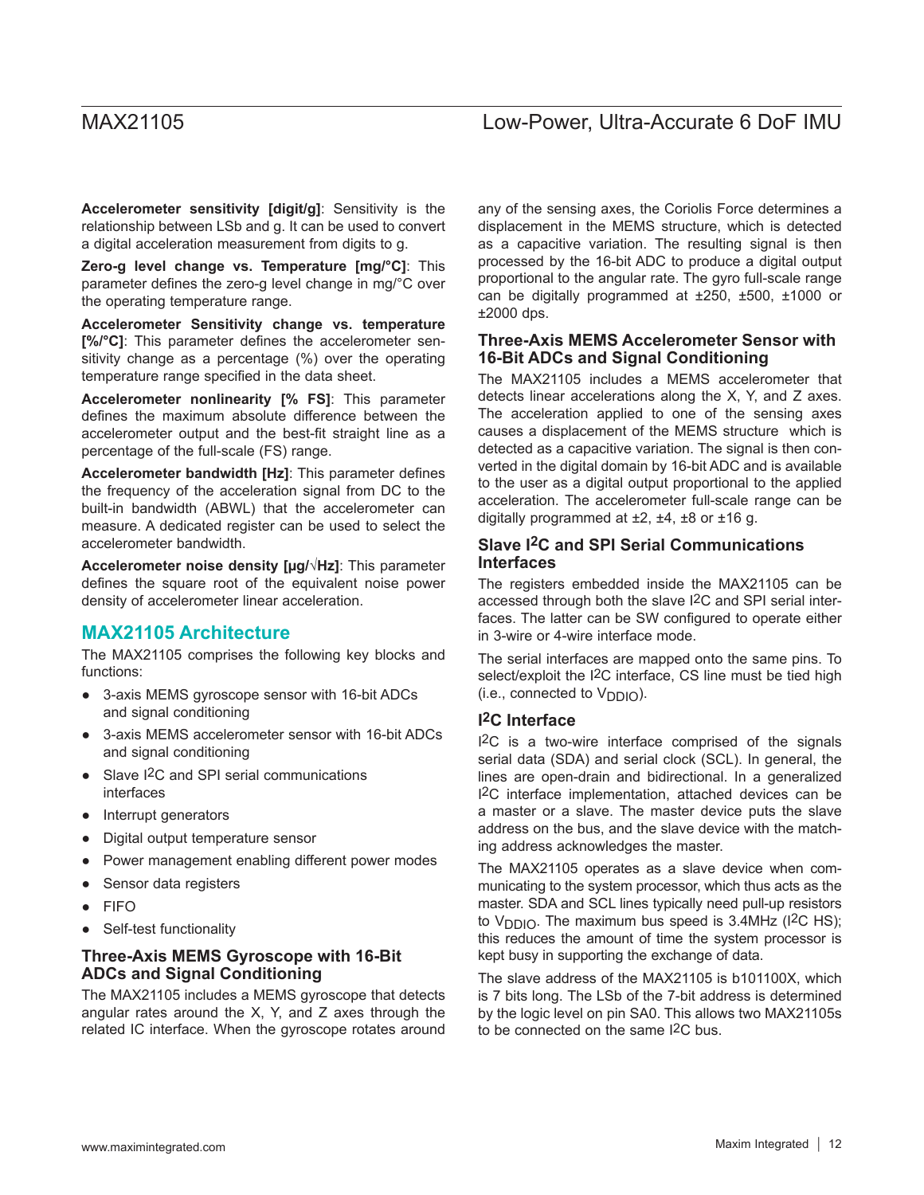**Accelerometer sensitivity [digit/g]**: Sensitivity is the relationship between LSb and g. It can be used to convert a digital acceleration measurement from digits to g.

**Zero-g level change vs. Temperature [mg/°C]**: This parameter defines the zero-g level change in mg/°C over the operating temperature range.

**Accelerometer Sensitivity change vs. temperature [%/°C]**: This parameter defines the accelerometer sensitivity change as a percentage (%) over the operating temperature range specified in the data sheet.

**Accelerometer nonlinearity [% FS]**: This parameter defines the maximum absolute difference between the accelerometer output and the best-fit straight line as a percentage of the full-scale (FS) range.

**Accelerometer bandwidth [Hz]**: This parameter defines the frequency of the acceleration signal from DC to the built-in bandwidth (ABWL) that the accelerometer can measure. A dedicated register can be used to select the accelerometer bandwidth.

**Accelerometer noise density [µg/√Hz]**: This parameter defines the square root of the equivalent noise power density of accelerometer linear acceleration.

## MAX21105 Architecture

The MAX21105 comprises the following key blocks and functions:

- 3-axis MEMS gyroscope sensor with 16-bit ADCs and signal conditioning
- 3-axis MEMS accelerometer sensor with 16-bit ADCs and signal conditioning
- Slave I2C and SPI serial communications interfaces
- Interrupt generators
- Digital output temperature sensor
- Power management enabling different power modes
- Sensor data registers
- FIFO
- Self-test functionality

### Three-Axis MEMS Gyroscope with 16-Bit ADCs and Signal Conditioning

The MAX21105 includes a MEMS gyroscope that detects angular rates around the X, Y, and Z axes through the related IC interface. When the gyroscope rotates around any of the sensing axes, the Coriolis Force determines a displacement in the MEMS structure, which is detected as a capacitive variation. The resulting signal is then processed by the 16-bit ADC to produce a digital output proportional to the angular rate. The gyro full-scale range can be digitally programmed at ±250, ±500, ±1000 or ±2000 dps.

### Three-Axis MEMS Accelerometer Sensor with 16-Bit ADCs and Signal Conditioning

The MAX21105 includes a MEMS accelerometer that detects linear accelerations along the X, Y, and Z axes. The acceleration applied to one of the sensing axes causes a displacement of the MEMS structure which is detected as a capacitive variation. The signal is then converted in the digital domain by 16-bit ADC and is available to the user as a digital output proportional to the applied acceleration. The accelerometer full-scale range can be digitally programmed at ±2, ±4, ±8 or ±16 g.

### Slave I2C and SPI Serial Communications Interfaces

The registers embedded inside the MAX21105 can be accessed through both the slave I2C and SPI serial interfaces. The latter can be SW configured to operate either in 3-wire or 4-wire interface mode.

The serial interfaces are mapped onto the same pins. To select/exploit the I2C interface, CS line must be tied high (i.e., connected to $V_{DDIO}$).

### I2C Interface

I2C is a two-wire interface comprised of the signals serial data (SDA) and serial clock (SCL). In general, the lines are open-drain and bidirectional. In a generalized I2C interface implementation, attached devices can be a master or a slave. The master device puts the slave address on the bus, and the slave device with the matching address acknowledges the master.

The MAX21105 operates as a slave device when communicating to the system processor, which thus acts as the master. SDA and SCL lines typically need pull-up resistors to $V_{DDIO}$. The maximum bus speed is 3.4MHz (I2C HS); this reduces the amount of time the system processor is kept busy in supporting the exchange of data.

The slave address of the MAX21105 is b101100X, which is 7 bits long. The LSb of the 7-bit address is determined by the logic level on pin SA0. This allows two MAX21105s to be connected on the same I2C bus.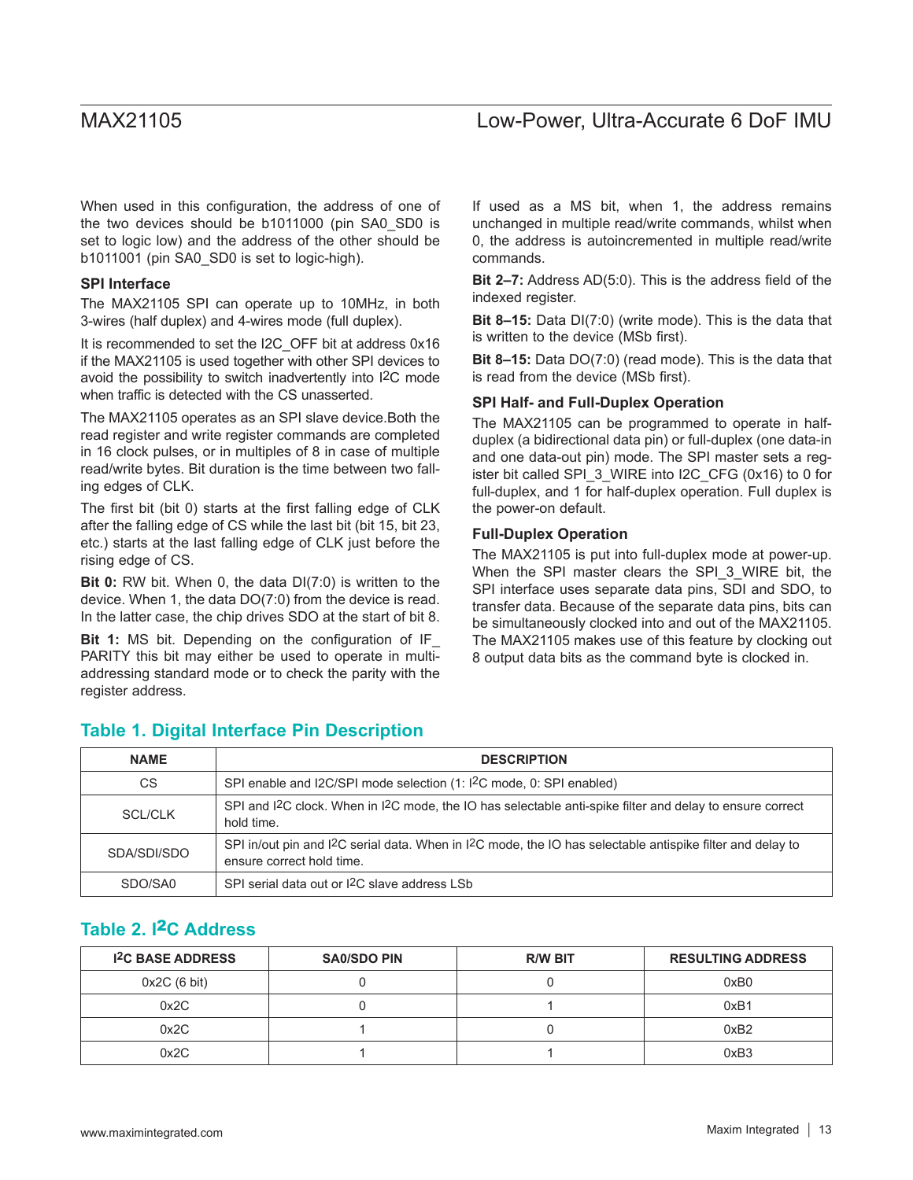When used in this configuration, the address of one of the two devices should be b1011000 (pin SA0_SD0 is set to logic low) and the address of the other should be b1011001 (pin SA0_SD0 is set to logic-high).

### SPI Interface

The MAX21105 SPI can operate up to 10MHz, in both 3-wires (half duplex) and 4-wires mode (full duplex).

It is recommended to set the I2C_OFF bit at address 0x16 if the MAX21105 is used together with other SPI devices to avoid the possibility to switch inadvertently into I2C mode when traffic is detected with the CS unasserted.

The MAX21105 operates as an SPI slave device.Both the read register and write register commands are completed in 16 clock pulses, or in multiples of 8 in case of multiple read/write bytes. Bit duration is the time between two falling edges of CLK.

The first bit (bit 0) starts at the first falling edge of CLK after the falling edge of CS while the last bit (bit 15, bit 23, etc.) starts at the last falling edge of CLK just before the rising edge of CS.

**Bit 0:** RW bit. When 0, the data DI(7:0) is written to the device. When 1, the data DO(7:0) from the device is read. In the latter case, the chip drives SDO at the start of bit 8.

**Bit 1:** MS bit. Depending on the configuration of IF_PARITY this bit may either be used to operate in multi-addressing standard mode or to check the parity with the register address.

If used as a MS bit, when 1, the address remains unchanged in multiple read/write commands, whilst when 0, the address is autoincremented in multiple read/write commands.

**Bit 2–7:** Address AD(5:0). This is the address field of the indexed register.

**Bit 8–15:** Data DI(7:0) (write mode). This is the data that is written to the device (MSb first).

**Bit 8–15:** Data DO(7:0) (read mode). This is the data that is read from the device (MSb first).

### SPI Half- and Full-Duplex Operation

The MAX21105 can be programmed to operate in half-duplex (a bidirectional data pin) or full-duplex (one data-in and one data-out pin) mode. The SPI master sets a register bit called SPI_3_WIRE into I2C_CFG (0x16) to 0 for full-duplex, and 1 for half-duplex operation. Full duplex is the power-on default.

### Full-Duplex Operation

The MAX21105 is put into full-duplex mode at power-up. When the SPI master clears the SPI_3_WIRE bit, the SPI interface uses separate data pins, SDI and SDO, to transfer data. Because of the separate data pins, bits can be simultaneously clocked into and out of the MAX21105. The MAX21105 makes use of this feature by clocking out 8 output data bits as the command byte is clocked in.

## Table 1. Digital Interface Pin Description

| NAME | DESCRIPTION |
|---|---|
| CS | SPI enable and I2C/SPI mode selection (1: I2C mode, 0: SPI enabled) |
| SCL/CLK | SPI and I2C clock. When in I2C mode, the IO has selectable anti-spike filter and delay to ensure correct hold time. |
| SDA/SDI/SDO | SPI in/out pin and I2C serial data. When in I2C mode, the IO has selectable antispike filter and delay to ensure correct hold time. |
| SDO/SA0 | SPI serial data out or I2C slave address LSb |

## Table 2. I2C Address

| I2C BASE ADDRESS | SA0/SDO PIN | R/W BIT | RESULTING ADDRESS |
|---|---|---|---|
| 0x2C (6 bit) | 0 | 0 | 0xB0 |
| 0x2C | 0 | 1 | 0xB1 |
| 0x2C | 1 | 0 | 0xB2 |
| 0x2C | 1 | 1 | 0xB3 |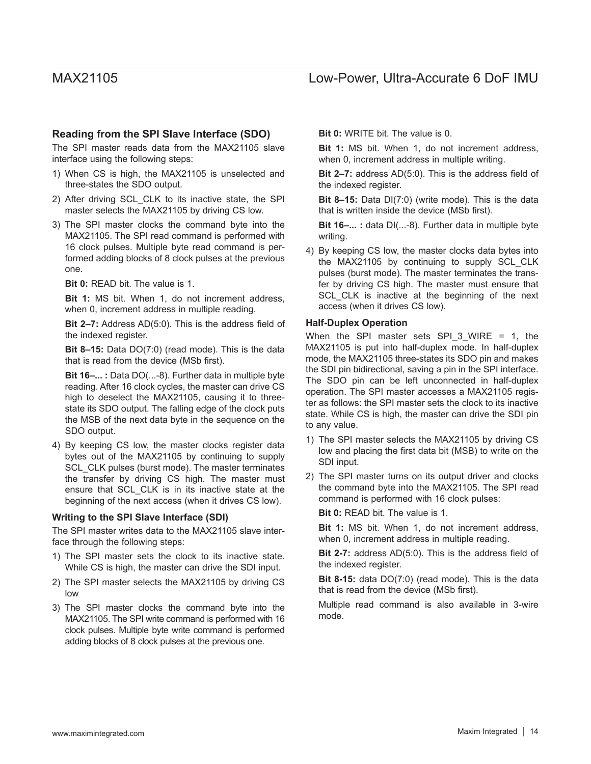### Reading from the SPI Slave Interface (SDO)

The SPI master reads data from the MAX21105 slave interface using the following steps:

1) When CS is high, the MAX21105 is unselected and three-states the SDO output.
2) After driving SCL_CLK to its inactive state, the SPI master selects the MAX21105 by driving CS low.
3) The SPI master clocks the command byte into the MAX21105. The SPI read command is performed with 16 clock pulses. Multiple byte read command is performed adding blocks of 8 clock pulses at the previous one.

   **Bit 0:** READ bit. The value is 1.

   **Bit 1:** MS bit. When 1, do not increment address, when 0, increment address in multiple reading.

   **Bit 2–7:** Address AD(5:0). This is the address field of the indexed register.

   **Bit 8–15:** Data DO(7:0) (read mode). This is the data that is read from the device (MSb first).

   **Bit 16–... :** Data DO(...-8). Further data in multiple byte reading. After 16 clock cycles, the master can drive CS high to deselect the MAX21105, causing it to three-state its SDO output. The falling edge of the clock puts the MSB of the next data byte in the sequence on the SDO output.
4) By keeping CS low, the master clocks register data bytes out of the MAX21105 by continuing to supply SCL_CLK pulses (burst mode). The master terminates the transfer by driving CS high. The master must ensure that SCL_CLK is in its inactive state at the beginning of the next access (when it drives CS low).

### Writing to the SPI Slave Interface (SDI)

The SPI master writes data to the MAX21105 slave interface through the following steps:

1) The SPI master sets the clock to its inactive state. While CS is high, the master can drive the SDI input.
2) The SPI master selects the MAX21105 by driving CS low
3) The SPI master clocks the command byte into the MAX21105. The SPI write command is performed with 16 clock pulses. Multiple byte write command is performed adding blocks of 8 clock pulses at the previous one.

   **Bit 0:** WRITE bit. The value is 0.

   **Bit 1:** MS bit. When 1, do not increment address, when 0, increment address in multiple writing.

   **Bit 2–7:** address AD(5:0). This is the address field of the indexed register.

   **Bit 8–15:** Data DI(7:0) (write mode). This is the data that is written inside the device (MSb first).

   **Bit 16–... :** data DI(...-8). Further data in multiple byte writing.
4) By keeping CS low, the master clocks data bytes into the MAX21105 by continuing to supply SCL_CLK pulses (burst mode). The master terminates the transfer by driving CS high. The master must ensure that SCL_CLK is inactive at the beginning of the next access (when it drives CS low).

### Half-Duplex Operation

When the SPI master sets SPI_3_WIRE = 1, the MAX21105 is put into half-duplex mode. In half-duplex mode, the MAX21105 three-states its SDO pin and makes the SDI pin bidirectional, saving a pin in the SPI interface. The SDO pin can be left unconnected in half-duplex operation. The SPI master accesses a MAX21105 register as follows: the SPI master sets the clock to its inactive state. While CS is high, the master can drive the SDI pin to any value.

1) The SPI master selects the MAX21105 by driving CS low and placing the first data bit (MSB) to write on the SDI input.
2) The SPI master turns on its output driver and clocks the command byte into the MAX21105. The SPI read command is performed with 16 clock pulses:

   **Bit 0:** READ bit. The value is 1.

   **Bit 1:** MS bit. When 1, do not increment address, when 0, increment address in multiple reading.

   **Bit 2-7:** address AD(5:0). This is the address field of the indexed register.

   **Bit 8-15:** data DO(7:0) (read mode). This is the data that is read from the device (MSb first).

   Multiple read command is also available in 3-wire mode.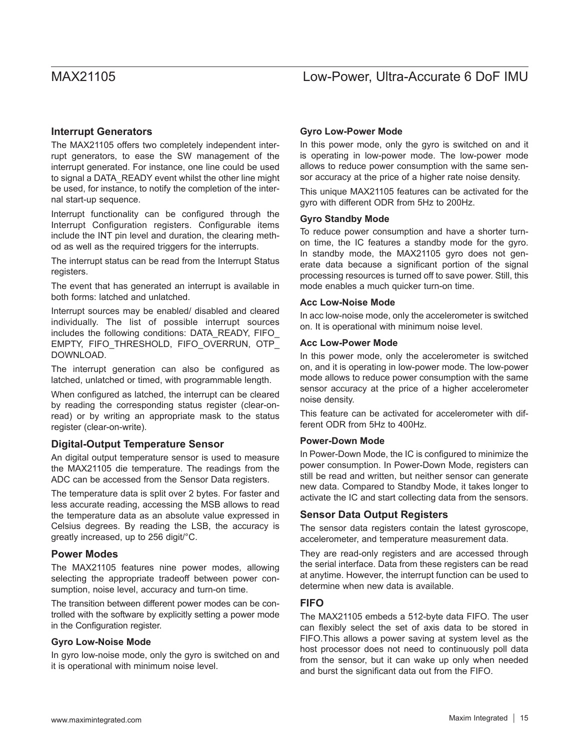## Interrupt Generators

The MAX21105 offers two completely independent interrupt generators, to ease the SW management of the interrupt generated. For instance, one line could be used to signal a DATA_READY event whilst the other line might be used, for instance, to notify the completion of the internal start-up sequence.

Interrupt functionality can be configured through the Interrupt Configuration registers. Configurable items include the INT pin level and duration, the clearing method as well as the required triggers for the interrupts.

The interrupt status can be read from the Interrupt Status registers.

The event that has generated an interrupt is available in both forms: latched and unlatched.

Interrupt sources may be enabled/ disabled and cleared individually. The list of possible interrupt sources includes the following conditions: DATA_READY, FIFO_EMPTY, FIFO_THRESHOLD, FIFO_OVERRUN, OTP_DOWNLOAD.

The interrupt generation can also be configured as latched, unlatched or timed, with programmable length.

When configured as latched, the interrupt can be cleared by reading the corresponding status register (clear-on-read) or by writing an appropriate mask to the status register (clear-on-write).

## Digital-Output Temperature Sensor

An digital output temperature sensor is used to measure the MAX21105 die temperature. The readings from the ADC can be accessed from the Sensor Data registers.

The temperature data is split over 2 bytes. For faster and less accurate reading, accessing the MSB allows to read the temperature data as an absolute value expressed in Celsius degrees. By reading the LSB, the accuracy is greatly increased, up to 256 digit/°C.

## Power Modes

The MAX21105 features nine power modes, allowing selecting the appropriate tradeoff between power consumption, noise level, accuracy and turn-on time.

The transition between different power modes can be controlled with the software by explicitly setting a power mode in the Configuration register.

### Gyro Low-Noise Mode

In gyro low-noise mode, only the gyro is switched on and it is operational with minimum noise level.

### Gyro Low-Power Mode

In this power mode, only the gyro is switched on and it is operating in low-power mode. The low-power mode allows to reduce power consumption with the same sensor accuracy at the price of a higher rate noise density.

This unique MAX21105 features can be activated for the gyro with different ODR from 5Hz to 200Hz.

### Gyro Standby Mode

To reduce power consumption and have a shorter turn-on time, the IC features a standby mode for the gyro. In standby mode, the MAX21105 gyro does not generate data because a significant portion of the signal processing resources is turned off to save power. Still, this mode enables a much quicker turn-on time.

### Acc Low-Noise Mode

In acc low-noise mode, only the accelerometer is switched on. It is operational with minimum noise level.

### Acc Low-Power Mode

In this power mode, only the accelerometer is switched on, and it is operating in low-power mode. The low-power mode allows to reduce power consumption with the same sensor accuracy at the price of a higher accelerometer noise density.

This feature can be activated for accelerometer with different ODR from 5Hz to 400Hz.

### Power-Down Mode

In Power-Down Mode, the IC is configured to minimize the power consumption. In Power-Down Mode, registers can still be read and written, but neither sensor can generate new data. Compared to Standby Mode, it takes longer to activate the IC and start collecting data from the sensors.

## Sensor Data Output Registers

The sensor data registers contain the latest gyroscope, accelerometer, and temperature measurement data.

They are read-only registers and are accessed through the serial interface. Data from these registers can be read at anytime. However, the interrupt function can be used to determine when new data is available.

## FIFO

The MAX21105 embeds a 512-byte data FIFO. The user can flexibly select the set of axis data to be stored in FIFO.This allows a power saving at system level as the host processor does not need to continuously poll data from the sensor, but it can wake up only when needed and burst the significant data out from the FIFO.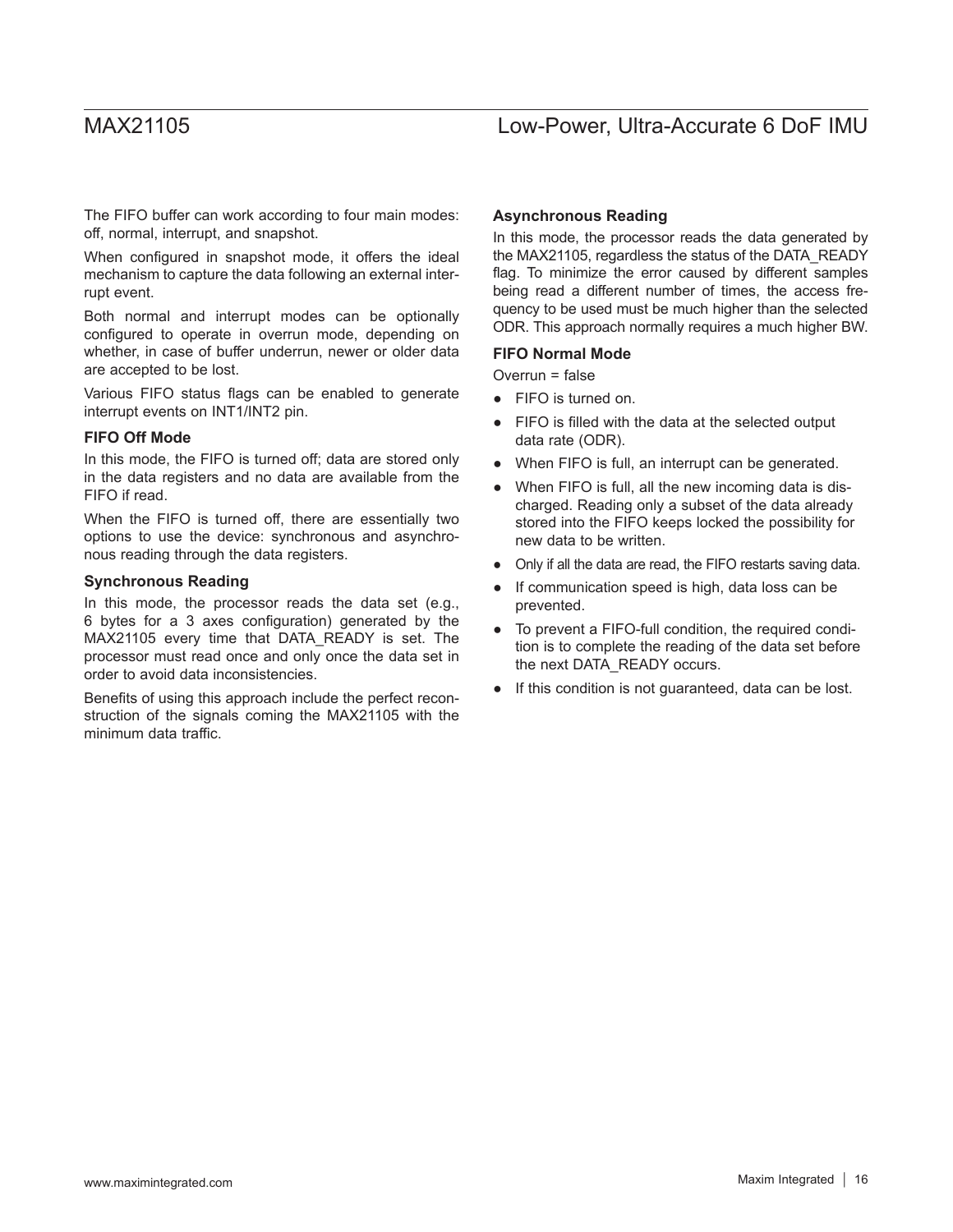The FIFO buffer can work according to four main modes: off, normal, interrupt, and snapshot.

When configured in snapshot mode, it offers the ideal mechanism to capture the data following an external interrupt event.

Both normal and interrupt modes can be optionally configured to operate in overrun mode, depending on whether, in case of buffer underrun, newer or older data are accepted to be lost.

Various FIFO status flags can be enabled to generate interrupt events on INT1/INT2 pin.

### FIFO Off Mode

In this mode, the FIFO is turned off; data are stored only in the data registers and no data are available from the FIFO if read.

When the FIFO is turned off, there are essentially two options to use the device: synchronous and asynchronous reading through the data registers.

### Synchronous Reading

In this mode, the processor reads the data set (e.g., 6 bytes for a 3 axes configuration) generated by the MAX21105 every time that DATA_READY is set. The processor must read once and only once the data set in order to avoid data inconsistencies.

Benefits of using this approach include the perfect reconstruction of the signals coming the MAX21105 with the minimum data traffic.

### Asynchronous Reading

In this mode, the processor reads the data generated by the MAX21105, regardless the status of the DATA_READY flag. To minimize the error caused by different samples being read a different number of times, the access frequency to be used must be much higher than the selected ODR. This approach normally requires a much higher BW.

### FIFO Normal Mode

Overrun = false

- FIFO is turned on.
- FIFO is filled with the data at the selected output data rate (ODR).
- When FIFO is full, an interrupt can be generated.
- When FIFO is full, all the new incoming data is discharged. Reading only a subset of the data already stored into the FIFO keeps locked the possibility for new data to be written.
- Only if all the data are read, the FIFO restarts saving data.
- If communication speed is high, data loss can be prevented.
- To prevent a FIFO-full condition, the required condition is to complete the reading of the data set before the next DATA_READY occurs.
- If this condition is not guaranteed, data can be lost.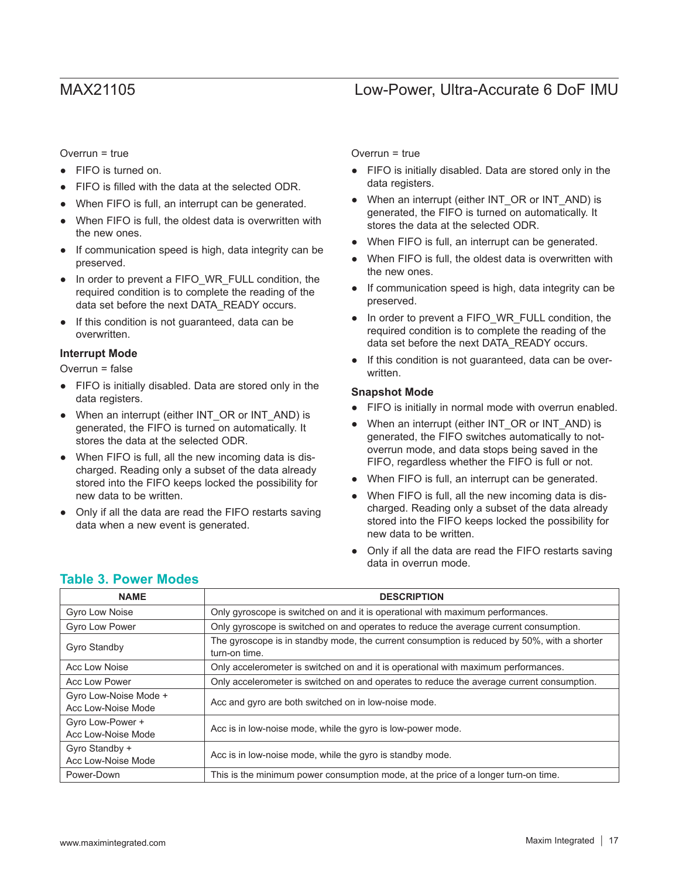Overrun = true

- FIFO is turned on.
- FIFO is filled with the data at the selected ODR.
- When FIFO is full, an interrupt can be generated.
- When FIFO is full, the oldest data is overwritten with the new ones.
- If communication speed is high, data integrity can be preserved.
- In order to prevent a FIFO_WR_FULL condition, the required condition is to complete the reading of the data set before the next DATA_READY occurs.
- If this condition is not guaranteed, data can be overwritten.

### Interrupt Mode

Overrun = false

- FIFO is initially disabled. Data are stored only in the data registers.
- When an interrupt (either INT_OR or INT_AND) is generated, the FIFO is turned on automatically. It stores the data at the selected ODR.
- When FIFO is full, all the new incoming data is discharged. Reading only a subset of the data already stored into the FIFO keeps locked the possibility for new data to be written.
- Only if all the data are read the FIFO restarts saving data when a new event is generated.

Overrun = true

- FIFO is initially disabled. Data are stored only in the data registers.
- When an interrupt (either INT_OR or INT_AND) is generated, the FIFO is turned on automatically. It stores the data at the selected ODR.
- When FIFO is full, an interrupt can be generated.
- When FIFO is full, the oldest data is overwritten with the new ones.
- If communication speed is high, data integrity can be preserved.
- In order to prevent a FIFO_WR_FULL condition, the required condition is to complete the reading of the data set before the next DATA_READY occurs.
- If this condition is not guaranteed, data can be overwritten.

### Snapshot Mode

- FIFO is initially in normal mode with overrun enabled.
- When an interrupt (either INT_OR or INT_AND) is generated, the FIFO switches automatically to not-overrun mode, and data stops being saved in the FIFO, regardless whether the FIFO is full or not.
- When FIFO is full, an interrupt can be generated.
- When FIFO is full, all the new incoming data is discharged. Reading only a subset of the data already stored into the FIFO keeps locked the possibility for new data to be written.
- Only if all the data are read the FIFO restarts saving data in overrun mode.

## Table 3. Power Modes

| NAME | DESCRIPTION |
|---|---|
| Gyro Low Noise | Only gyroscope is switched on and it is operational with maximum performances. |
| Gyro Low Power | Only gyroscope is switched on and operates to reduce the average current consumption. |
| Gyro Standby | The gyroscope is in standby mode, the current consumption is reduced by 50%, with a shorter turn-on time. |
| Acc Low Noise | Only accelerometer is switched on and it is operational with maximum performances. |
| Acc Low Power | Only accelerometer is switched on and operates to reduce the average current consumption. |
| Gyro Low-Noise Mode + Acc Low-Noise Mode | Acc and gyro are both switched on in low-noise mode. |
| Gyro Low-Power + Acc Low-Noise Mode | Acc is in low-noise mode, while the gyro is low-power mode. |
| Gyro Standby + Acc Low-Noise Mode | Acc is in low-noise mode, while the gyro is standby mode. |
| Power-Down | This is the minimum power consumption mode, at the price of a longer turn-on time. |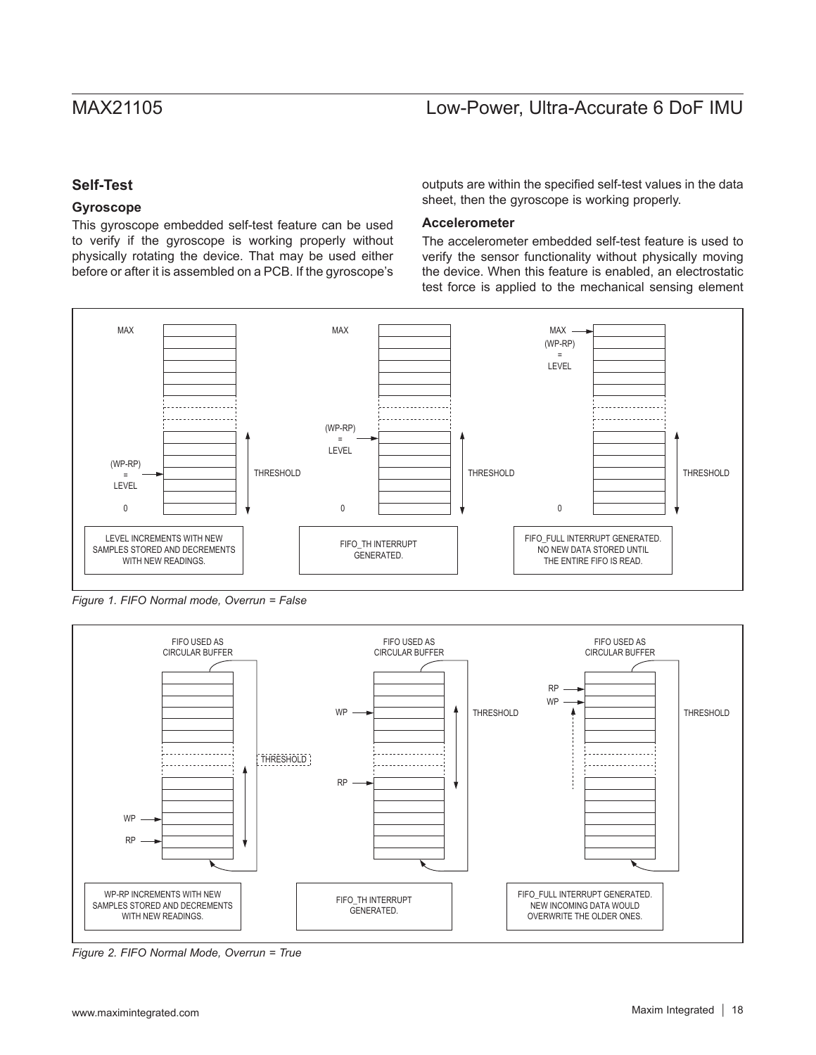## Self-Test

### Gyroscope

This gyroscope embedded self-test feature can be used to verify if the gyroscope is working properly without physically rotating the device. That may be used either before or after it is assembled on a PCB. If the gyroscope's outputs are within the specified self-test values in the data sheet, then the gyroscope is working properly.

### Accelerometer

The accelerometer embedded self-test feature is used to verify the sensor functionality without physically moving the device. When this feature is enabled, an electrostatic test force is applied to the mechanical sensing element

*Figure 1. FIFO Normal mode, Overrun = False*

*Figure 2. FIFO Normal Mode, Overrun = True*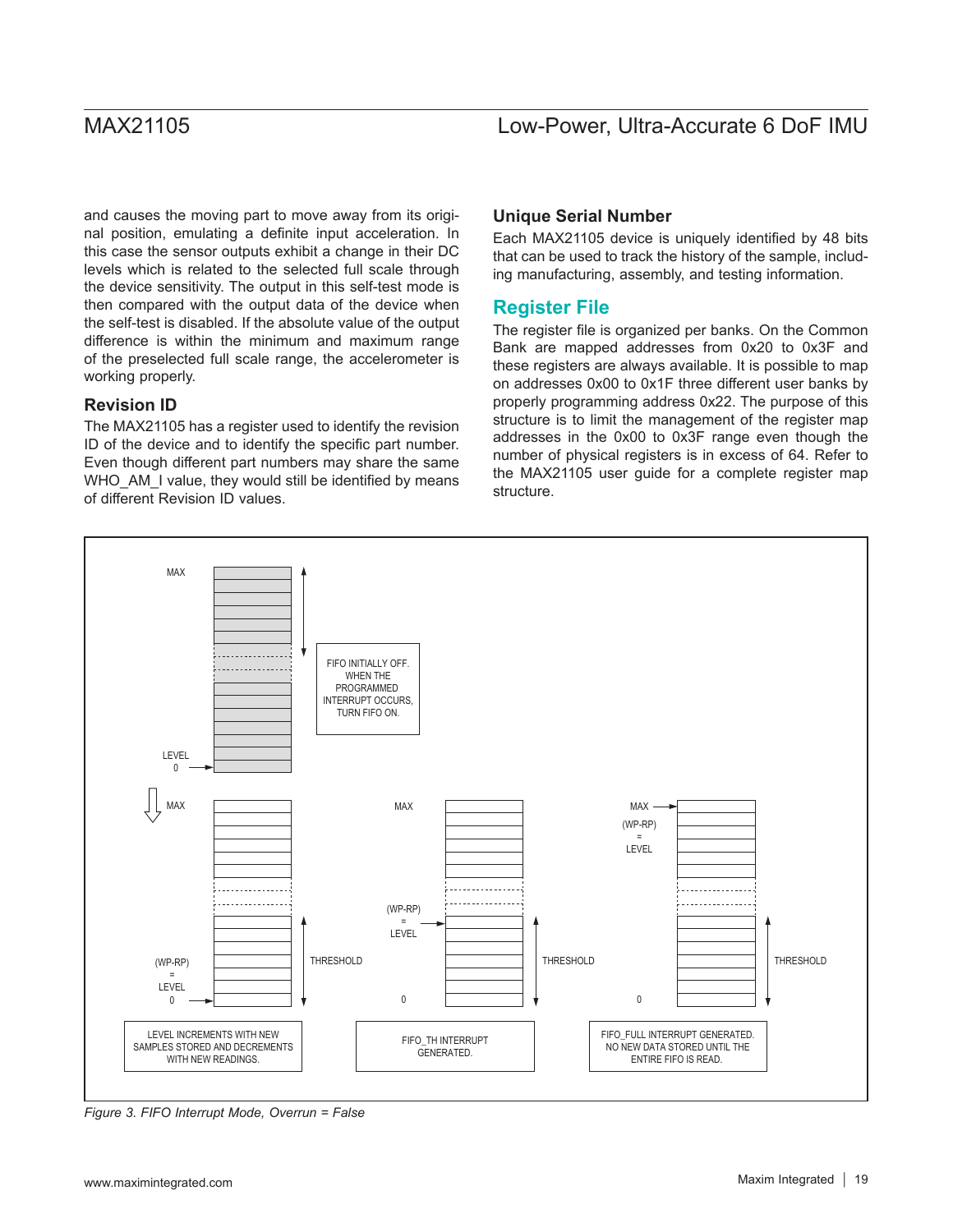and causes the moving part to move away from its original position, emulating a definite input acceleration. In this case the sensor outputs exhibit a change in their DC levels which is related to the selected full scale through the device sensitivity. The output in this self-test mode is then compared with the output data of the device when the self-test is disabled. If the absolute value of the output difference is within the minimum and maximum range of the preselected full scale range, the accelerometer is working properly.

### Revision ID

The MAX21105 has a register used to identify the revision ID of the device and to identify the specific part number. Even though different part numbers may share the same WHO_AM_I value, they would still be identified by means of different Revision ID values.

### Unique Serial Number

Each MAX21105 device is uniquely identified by 48 bits that can be used to track the history of the sample, including manufacturing, assembly, and testing information.

## Register File

The register file is organized per banks. On the Common Bank are mapped addresses from 0x20 to 0x3F and these registers are always available. It is possible to map on addresses 0x00 to 0x1F three different user banks by properly programming address 0x22. The purpose of this structure is to limit the management of the register map addresses in the 0x00 to 0x3F range even though the number of physical registers is in excess of 64. Refer to the MAX21105 user guide for a complete register map structure.

MAX

LEVEL
0

FIFO INITIALLY OFF. WHEN THE PROGRAMMED INTERRUPT OCCURS, TURN FIFO ON.

MAX

(WP-RP) = LEVEL 0

THRESHOLD

LEVEL INCREMENTS WITH NEW SAMPLES STORED AND DECREMENTS WITH NEW READINGS.

MAX

(WP-RP) = LEVEL

0

THRESHOLD

FIFO_TH INTERRUPT GENERATED.

MAX

(WP-RP) = LEVEL

0

THRESHOLD

FIFO_FULL INTERRUPT GENERATED. NO NEW DATA STORED UNTIL THE ENTIRE FIFO IS READ.

*Figure 3. FIFO Interrupt Mode, Overrun = False*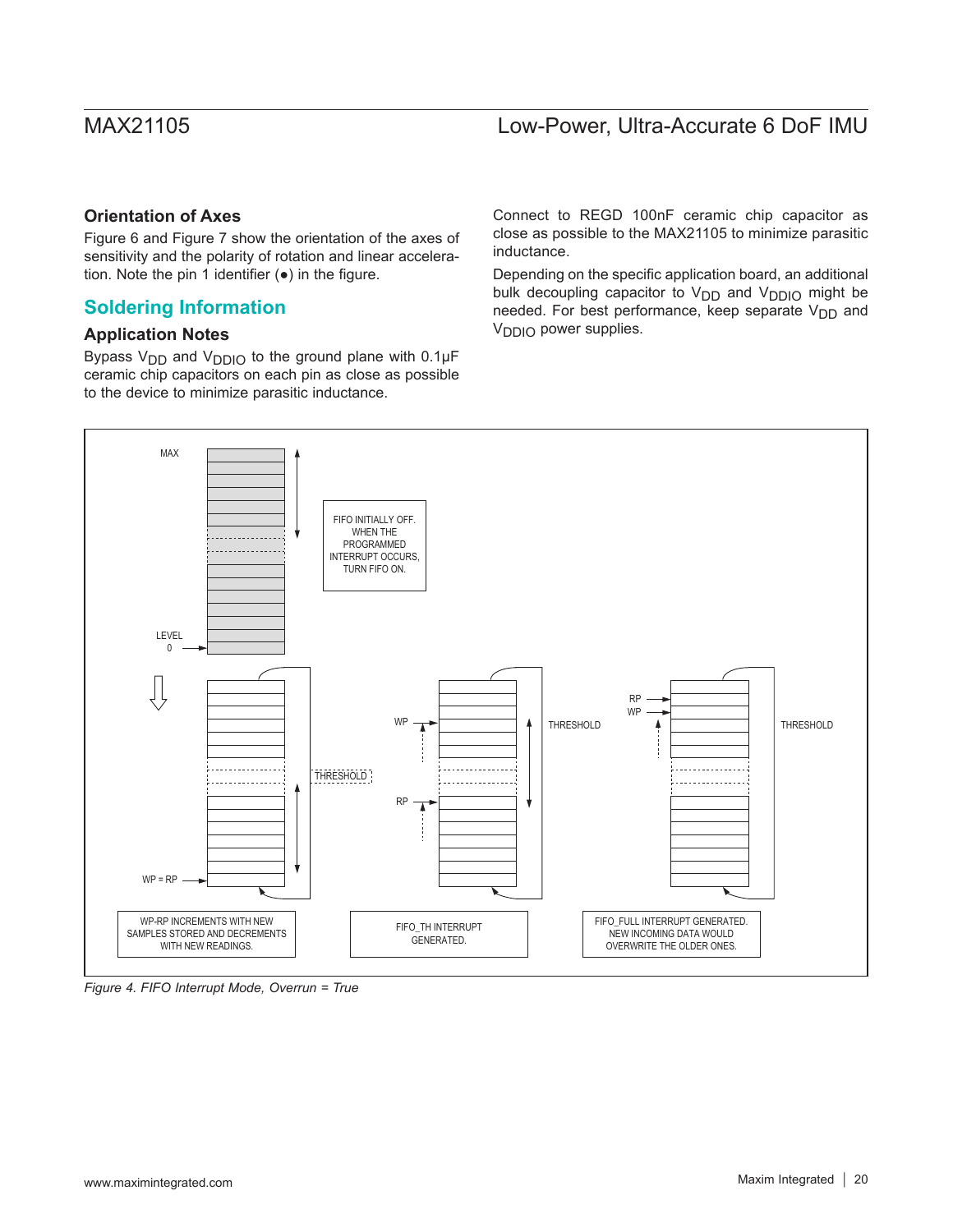### Orientation of Axes

Figure 6 and Figure 7 show the orientation of the axes of sensitivity and the polarity of rotation and linear acceleration. Note the pin 1 identifier (●) in the figure.

## Soldering Information

### Application Notes

Bypass $V_{DD}$ and $V_{DDIO}$ to the ground plane with 0.1µF ceramic chip capacitors on each pin as close as possible to the device to minimize parasitic inductance.

Connect to REGD 100nF ceramic chip capacitor as close as possible to the MAX21105 to minimize parasitic inductance.

Depending on the specific application board, an additional bulk decoupling capacitor to $V_{DD}$ and $V_{DDIO}$ might be needed. For best performance, keep separate $V_{DD}$ and $V_{DDIO}$ power supplies.

MAX

LEVEL 0

FIFO INITIALLY OFF. WHEN THE PROGRAMMED INTERRUPT OCCURS, TURN FIFO ON.

THRESHOLD

WP = RP

WP

RP

THRESHOLD

RP

WP

THRESHOLD

WP-RP INCREMENTS WITH NEW SAMPLES STORED AND DECREMENTS WITH NEW READINGS.

FIFO_TH INTERRUPT GENERATED.

FIFO_FULL INTERRUPT GENERATED. NEW INCOMING DATA WOULD OVERWRITE THE OLDER ONES.

*Figure 4. FIFO Interrupt Mode, Overrun = True*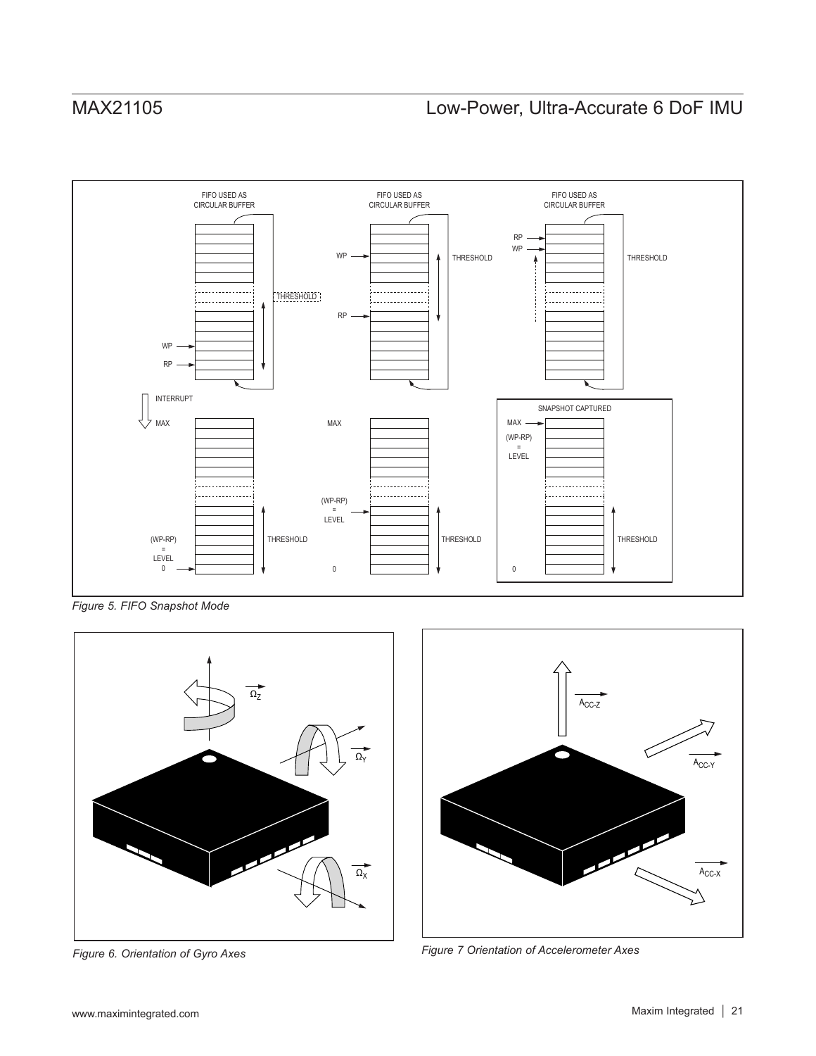Figure 5. FIFO Snapshot Mode

Figure 6. Orientation of Gyro Axes

Figure 7 Orientation of Accelerometer Axes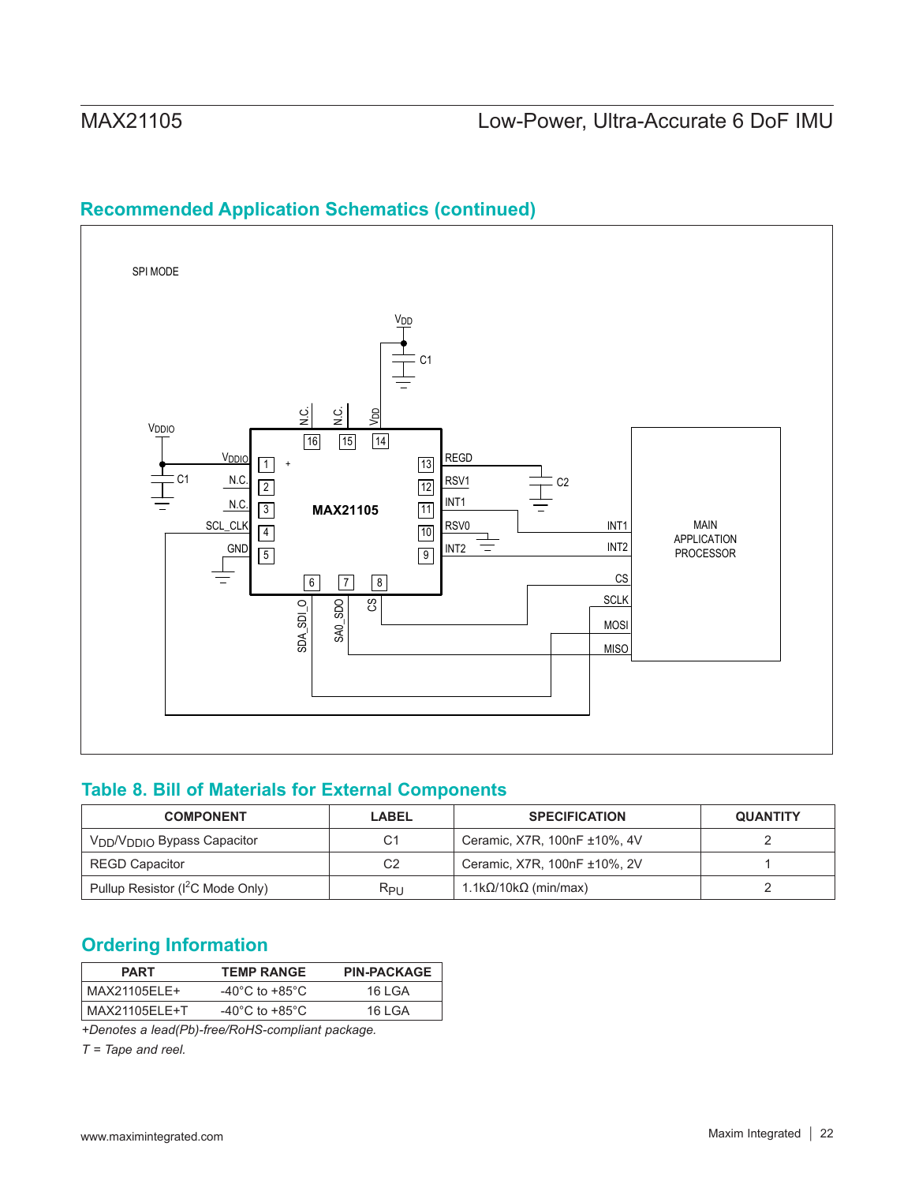## Recommended Application Schematics (continued)

SPI MODE

$V_{DD}$

C1

N.C. N.C. $V_{DD}$

16 15 14

$V_{DDIO}$

$V_{DDIO}$ 1 +

C1 N.C. 2

N.C. 3

SCL_CLK 4

GND 5

MAX21105

13 REGD

12 RSV1

11 INT1

10 RSV0

9 INT2

C2

6 7 8

SDA_SDI_O SA0_SDO CS

INT1

INT2

CS

SCLK

MOSI

MISO

MAIN APPLICATION PROCESSOR

## Table 8. Bill of Materials for External Components

| COMPONENT | LABEL | SPECIFICATION | QUANTITY |
|---|---|---|---|
| $V_{DD}$/$V_{DDIO}$ Bypass Capacitor | C1 | Ceramic, X7R, 100nF ±10%, 4V | 2 |
| REGD Capacitor | C2 | Ceramic, X7R, 100nF ±10%, 2V | 1 |
| Pullup Resistor ($I^2C$ Mode Only) | $R_{PU}$ | 1.1kΩ/10kΩ (min/max) | 2 |

## Ordering Information

| PART | TEMP RANGE | PIN-PACKAGE |
|---|---|---|
| MAX21105ELE+ | -40°C to +85°C | 16 LGA |
| MAX21105ELE+T | -40°C to +85°C | 16 LGA |

*+Denotes a lead(Pb)-free/RoHS-compliant package.*

*T = Tape and reel.*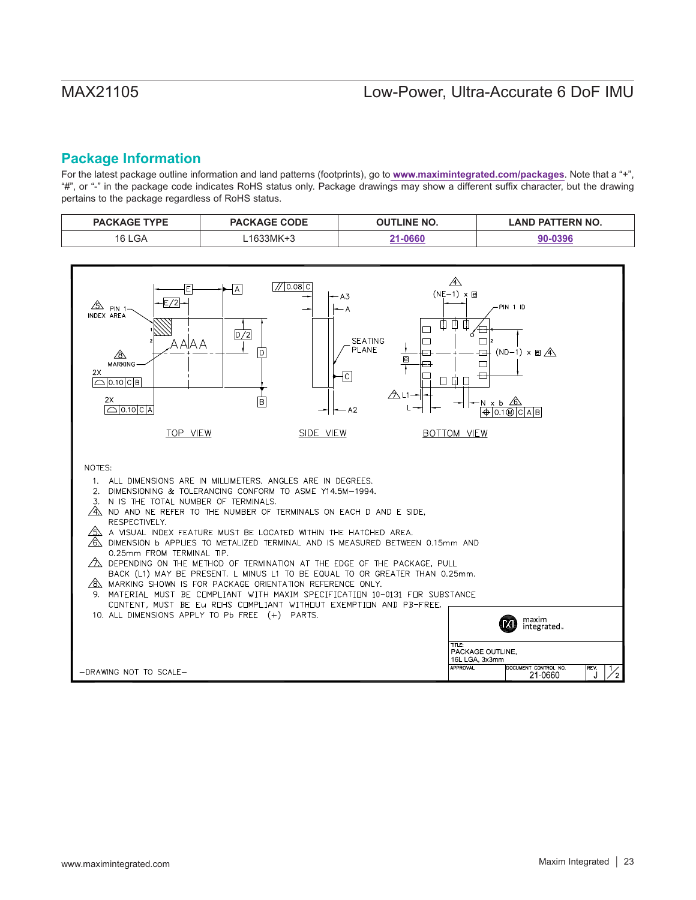## Package Information

For the latest package outline information and land patterns (footprints), go to **www.maximintegrated.com/packages**. Note that a "+", "#", or "-" in the package code indicates RoHS status only. Package drawings may show a different suffix character, but the drawing pertains to the package regardless of RoHS status.

| PACKAGE TYPE | PACKAGE CODE | OUTLINE NO. | LAND PATTERN NO. |
| --- | --- | --- | --- |
| 16 LGA | L1633MK+3 | 21-0660 | 90-0396 |

TOP VIEW

SIDE VIEW

BOTTOM VIEW

NOTES:

1. ALL DIMENSIONS ARE IN MILLIMETERS. ANGLES ARE IN DEGREES.
2. DIMENSIONING & TOLERANCING CONFORM TO ASME Y14.5M–1994.
3. N IS THE TOTAL NUMBER OF TERMINALS.
4. ND AND NE REFER TO THE NUMBER OF TERMINALS ON EACH D AND E SIDE, RESPECTIVELY.
5. A VISUAL INDEX FEATURE MUST BE LOCATED WITHIN THE HATCHED AREA.
6. DIMENSION b APPLIES TO METALIZED TERMINAL AND IS MEASURED BETWEEN 0.15mm AND 0.25mm FROM TERMINAL TIP.
7. DEPENDING ON THE METHOD OF TERMINATION AT THE EDGE OF THE PACKAGE, PULL BACK (L1) MAY BE PRESENT. L MINUS L1 TO BE EQUAL TO OR GREATER THAN 0.25mm.
8. MARKING SHOWN IS FOR PACKAGE ORIENTATION REFERENCE ONLY.
9. MATERIAL MUST BE COMPLIANT WITH MAXIM SPECIFICATION 10-0131 FOR SUBSTANCE CONTENT, MUST BE Eu ROHS COMPLIANT WITHOUT EXEMPTION AND PB-FREE.
10. ALL DIMENSIONS APPLY TO Pb FREE (+) PARTS.

TITLE: PACKAGE OUTLINE, 16L LGA, 3x3mm

DOCUMENT CONTROL NO. 21-0660 REV. J 1/2

–DRAWING NOT TO SCALE–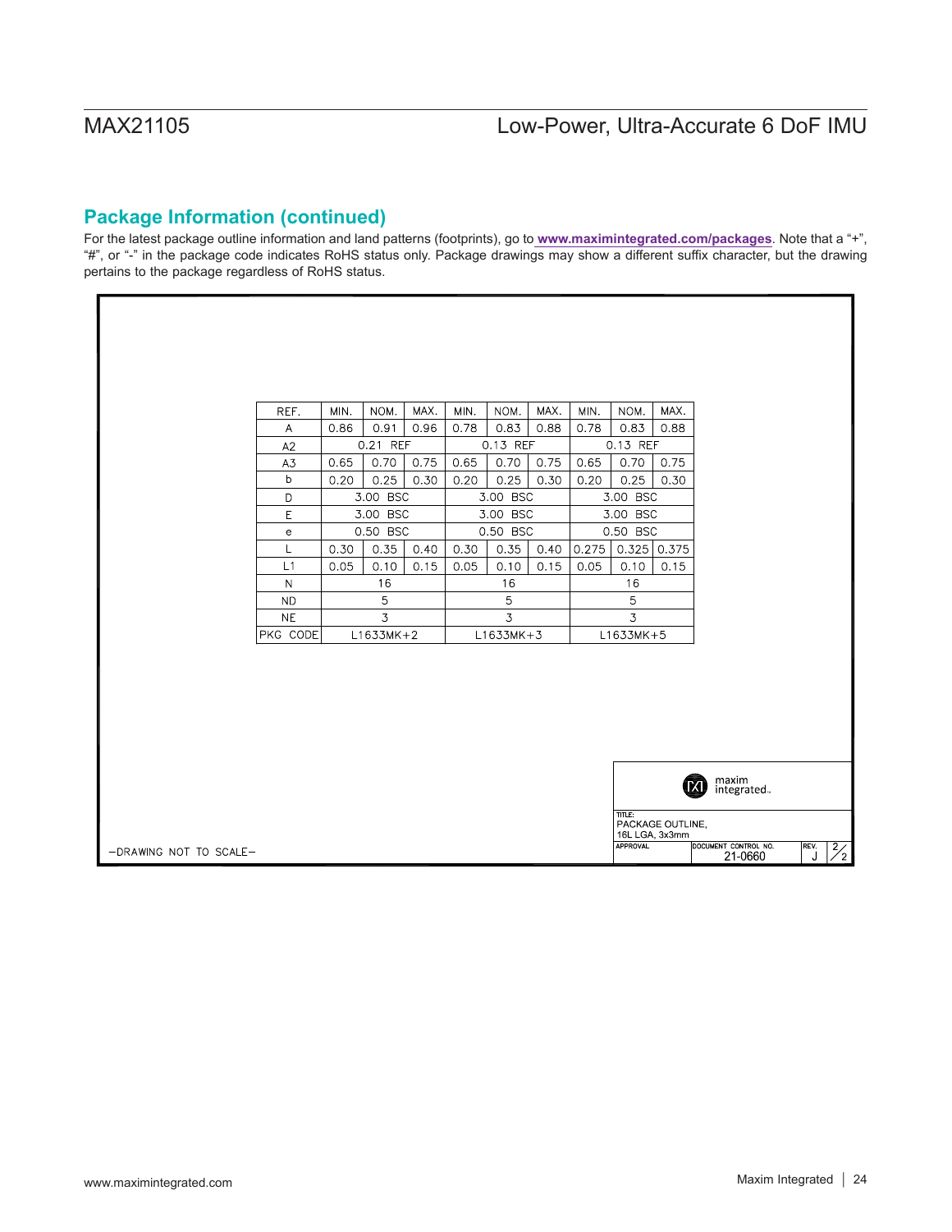## Package Information (continued)

For the latest package outline information and land patterns (footprints), go to **www.maximintegrated.com/packages**. Note that a "+", "#", or "-" in the package code indicates RoHS status only. Package drawings may show a different suffix character, but the drawing pertains to the package regardless of RoHS status.

| REF. | MIN. | NOM. | MAX. | MIN. | NOM. | MAX. | MIN. | NOM. | MAX. |
|---|---|---|---|---|---|---|---|---|---|
| A | 0.86 | 0.91 | 0.96 | 0.78 | 0.83 | 0.88 | 0.78 | 0.83 | 0.88 |
| A2 | | 0.21 REF | | | 0.13 REF | | | 0.13 REF | |
| A3 | 0.65 | 0.70 | 0.75 | 0.65 | 0.70 | 0.75 | 0.65 | 0.70 | 0.75 |
| b | 0.20 | 0.25 | 0.30 | 0.20 | 0.25 | 0.30 | 0.20 | 0.25 | 0.30 |
| D | | 3.00 BSC | | | 3.00 BSC | | | 3.00 BSC | |
| E | | 3.00 BSC | | | 3.00 BSC | | | 3.00 BSC | |
| e | | 0.50 BSC | | | 0.50 BSC | | | 0.50 BSC | |
| L | 0.30 | 0.35 | 0.40 | 0.30 | 0.35 | 0.40 | 0.275 | 0.325 | 0.375 |
| L1 | 0.05 | 0.10 | 0.15 | 0.05 | 0.10 | 0.15 | 0.05 | 0.10 | 0.15 |
| N | | 16 | | | 16 | | | 16 | |
| ND | | 5 | | | 5 | | | 5 | |
| NE | | 3 | | | 3 | | | 3 | |
| PKG CODE | | L1633MK+2 | | | L1633MK+3 | | | L1633MK+5 | |

maxim integrated

TITLE: PACKAGE OUTLINE, 16L LGA, 3x3mm

APPROVAL | DOCUMENT CONTROL NO. 21-0660 | REV. J | 2/2

-DRAWING NOT TO SCALE-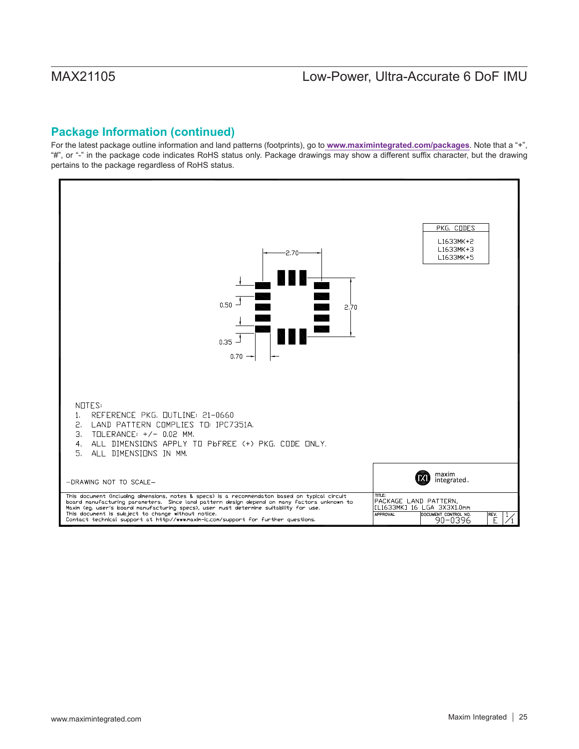## Package Information (continued)

For the latest package outline information and land patterns (footprints), go to **www.maximintegrated.com/packages**. Note that a "+", "#", or "-" in the package code indicates RoHS status only. Package drawings may show a different suffix character, but the drawing pertains to the package regardless of RoHS status.

| PKG. CODES |
|---|
| L1633MK+2 |
| L1633MK+3 |
| L1633MK+5 |

2.70

0.50

2.70

0.35

0.70

NOTES:

1. REFERENCE PKG. OUTLINE: 21-0660
2. LAND PATTERN COMPLIES TO: IPC7351A.
3. TOLERANCE: +/- 0.02 MM.
4. ALL DIMENSIONS APPLY TO PbFREE (+) PKG. CODE ONLY.
5. ALL DIMENSIONS IN MM.

-DRAWING NOT TO SCALE-

This document (including dimensions, notes & specs) is a recommendaton based on typical circuit board manufacturing parameters. Since land pattern design depend on many factors unknown to Maxim (eg. user's board manufacturing specs), user must determine suitability for use. This document is subject to change without notice. Contact technical support at http://www.maxim-ic.com/support for further questions.

maxim integrated

TITLE: PACKAGE LAND PATTERN, [L1633MK] 16 LGA 3X3X1.0mm

APPROVAL | DOCUMENT CONTROL NO. 90-0396 | REV. E | 1/1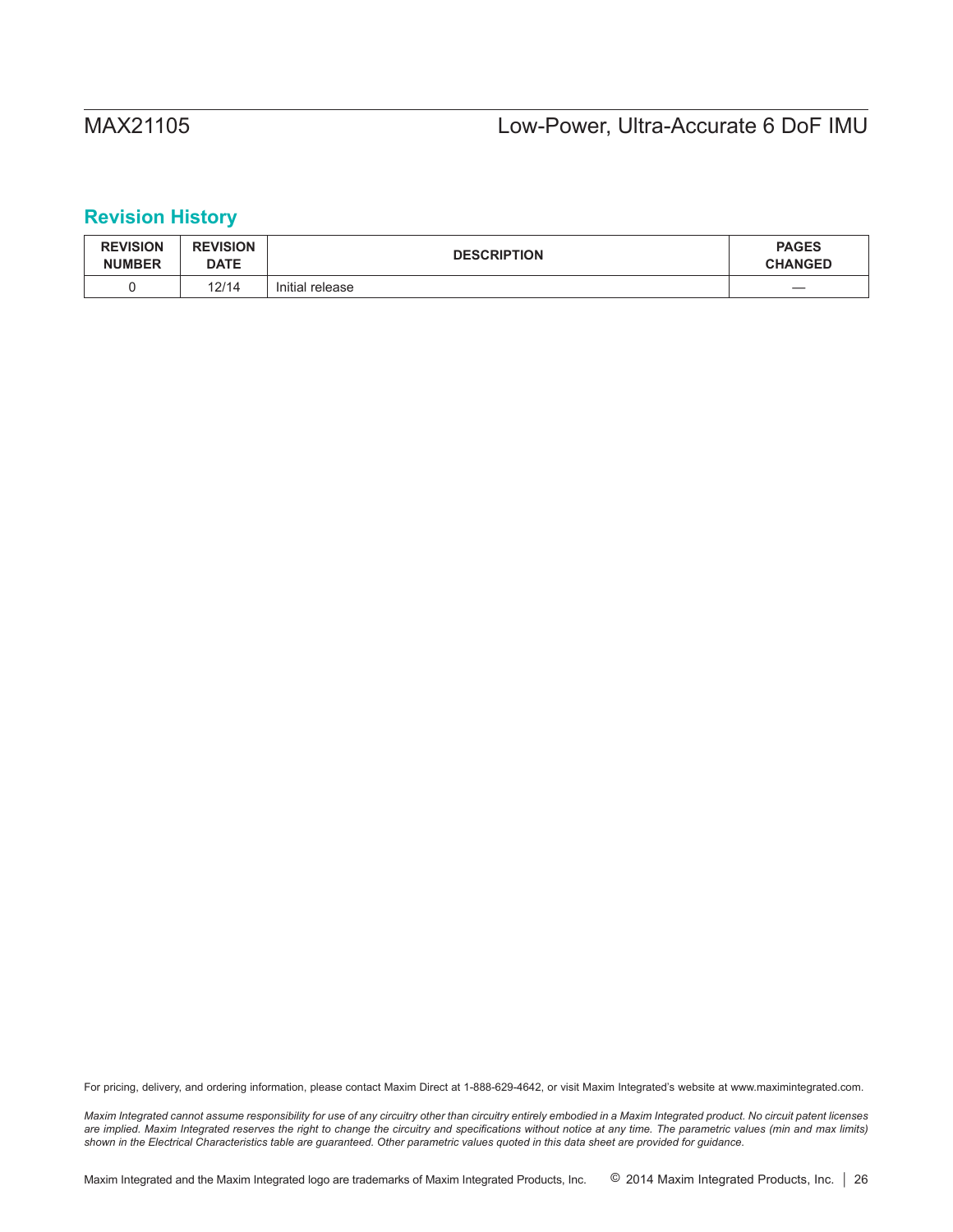## Revision History

| REVISION NUMBER | REVISION DATE | DESCRIPTION | PAGES CHANGED |
|---|---|---|---|
| 0 | 12/14 | Initial release | — |

For pricing, delivery, and ordering information, please contact Maxim Direct at 1-888-629-4642, or visit Maxim Integrated's website at www.maximintegrated.com.

*Maxim Integrated cannot assume responsibility for use of any circuitry other than circuitry entirely embodied in a Maxim Integrated product. No circuit patent licenses are implied. Maxim Integrated reserves the right to change the circuitry and specifications without notice at any time. The parametric values (min and max limits) shown in the Electrical Characteristics table are guaranteed. Other parametric values quoted in this data sheet are provided for guidance.*

Maxim Integrated and the Maxim Integrated logo are trademarks of Maxim Integrated Products, Inc. © 2014 Maxim Integrated Products, Inc.